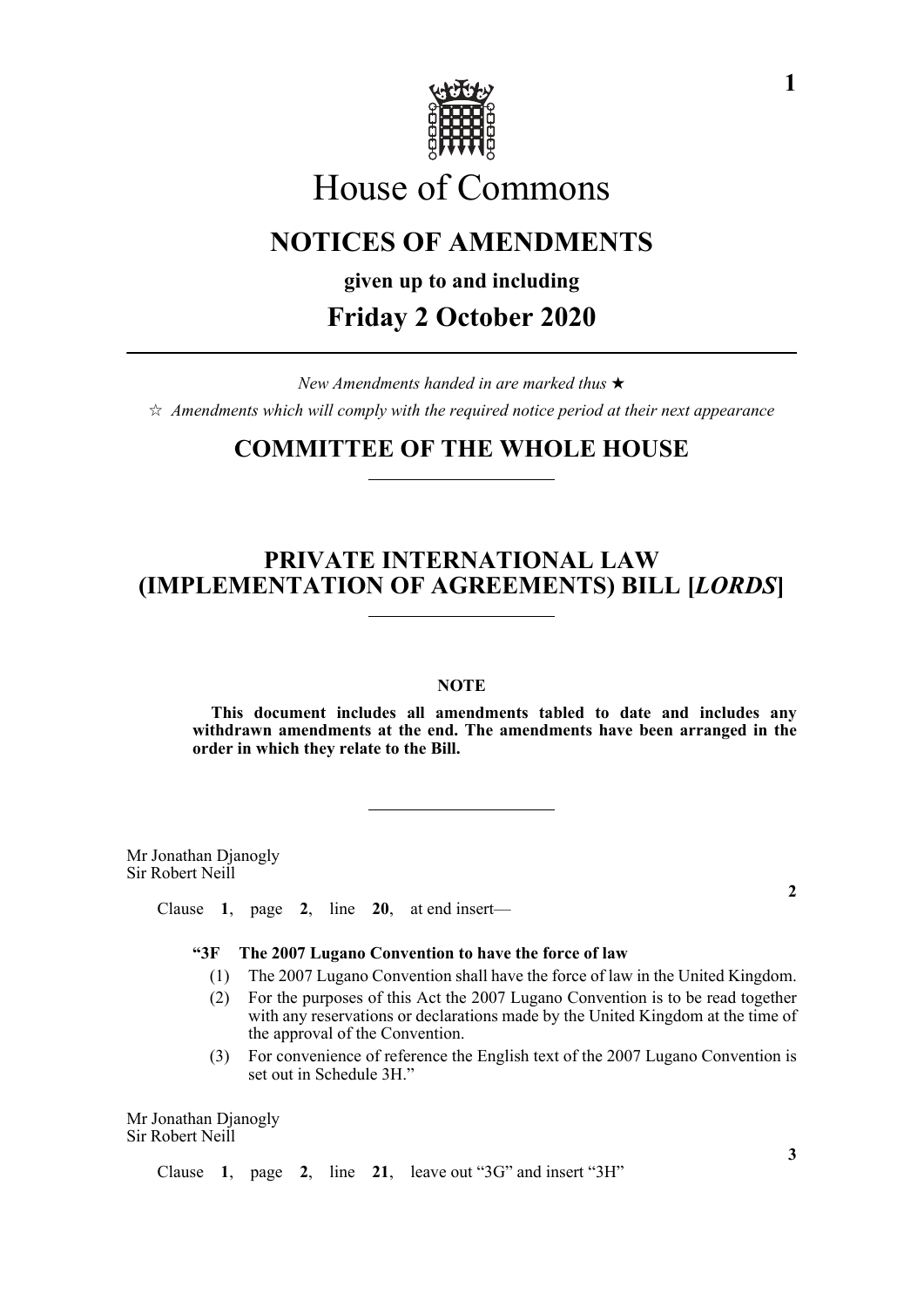# House of Commons

## NOTICES OF AMENDMENTS

**given up to and including**

## Friday 2 October 2020

*New Amendments handed in are marked thus* ★

☆ *Amendments which will comply with the required notice period at their next appearance*

## COMMITTEE OF THE WHOLE HOUSE

## PRIVATE INTERNATIONAL LAW (IMPLEMENTATION OF AGREEMENTS) BILL [*LORDS*]

**NOTE**

**This document includes all amendments tabled to date and includes any withdrawn amendments at the end. The amendments have been arranged in the order in which they relate to the Bill.**

Mr Jonathan Djanogly
Sir Robert Neill

**2**

Clause **1**, page **2**, line **20**, at end insert—

**"3F The 2007 Lugano Convention to have the force of law**

(1) The 2007 Lugano Convention shall have the force of law in the United Kingdom.

(2) For the purposes of this Act the 2007 Lugano Convention is to be read together with any reservations or declarations made by the United Kingdom at the time of the approval of the Convention.

(3) For convenience of reference the English text of the 2007 Lugano Convention is set out in Schedule 3H."

Mr Jonathan Djanogly
Sir Robert Neill

**3**

Clause **1**, page **2**, line **21**, leave out "3G" and insert "3H"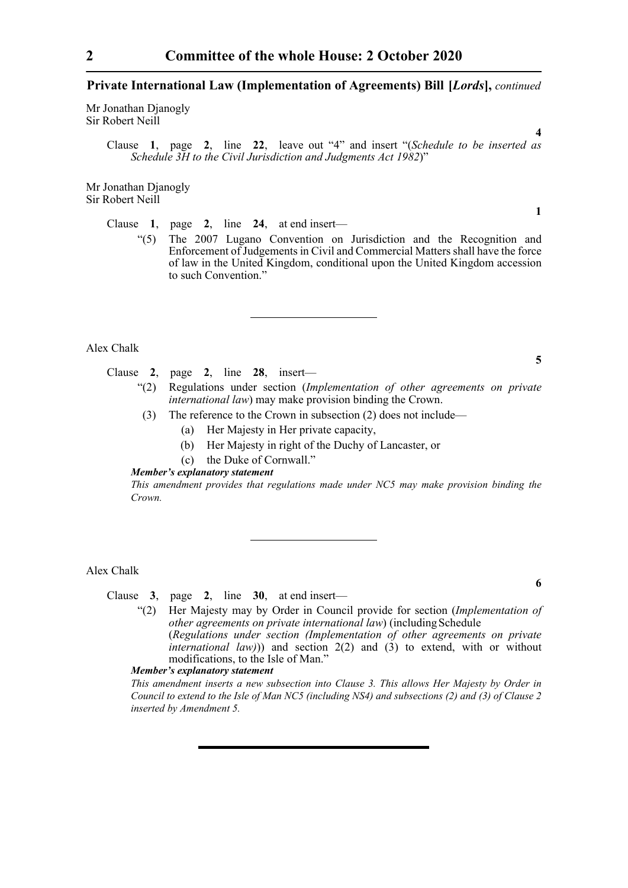**Private International Law (Implementation of Agreements) Bill [*Lords*],** *continued*

Mr Jonathan Djanogly
Sir Robert Neill

**4**

Clause **1**, page **2**, line **22**, leave out "4" and insert "(*Schedule to be inserted as Schedule 3H to the Civil Jurisdiction and Judgments Act 1982*)"

Mr Jonathan Djanogly
Sir Robert Neill

**1**

Clause **1**, page **2**, line **24**, at end insert—

"(5) The 2007 Lugano Convention on Jurisdiction and the Recognition and Enforcement of Judgements in Civil and Commercial Matters shall have the force of law in the United Kingdom, conditional upon the United Kingdom accession to such Convention."

---

Alex Chalk

**5**

Clause **2**, page **2**, line **28**, insert—

"(2) Regulations under section (*Implementation of other agreements on private international law*) may make provision binding the Crown.

(3) The reference to the Crown in subsection (2) does not include—

(a) Her Majesty in Her private capacity,

(b) Her Majesty in right of the Duchy of Lancaster, or

(c) the Duke of Cornwall."

***Member's explanatory statement***

*This amendment provides that regulations made under NC5 may make provision binding the Crown.*

---

Alex Chalk

**6**

Clause **3**, page **2**, line **30**, at end insert—

"(2) Her Majesty may by Order in Council provide for section (*Implementation of other agreements on private international law*) (including Schedule (*Regulations under section (Implementation of other agreements on private international law)*)) and section 2(2) and (3) to extend, with or without modifications, to the Isle of Man."

***Member's explanatory statement***

*This amendment inserts a new subsection into Clause 3. This allows Her Majesty by Order in Council to extend to the Isle of Man NC5 (including NS4) and subsections (2) and (3) of Clause 2 inserted by Amendment 5.*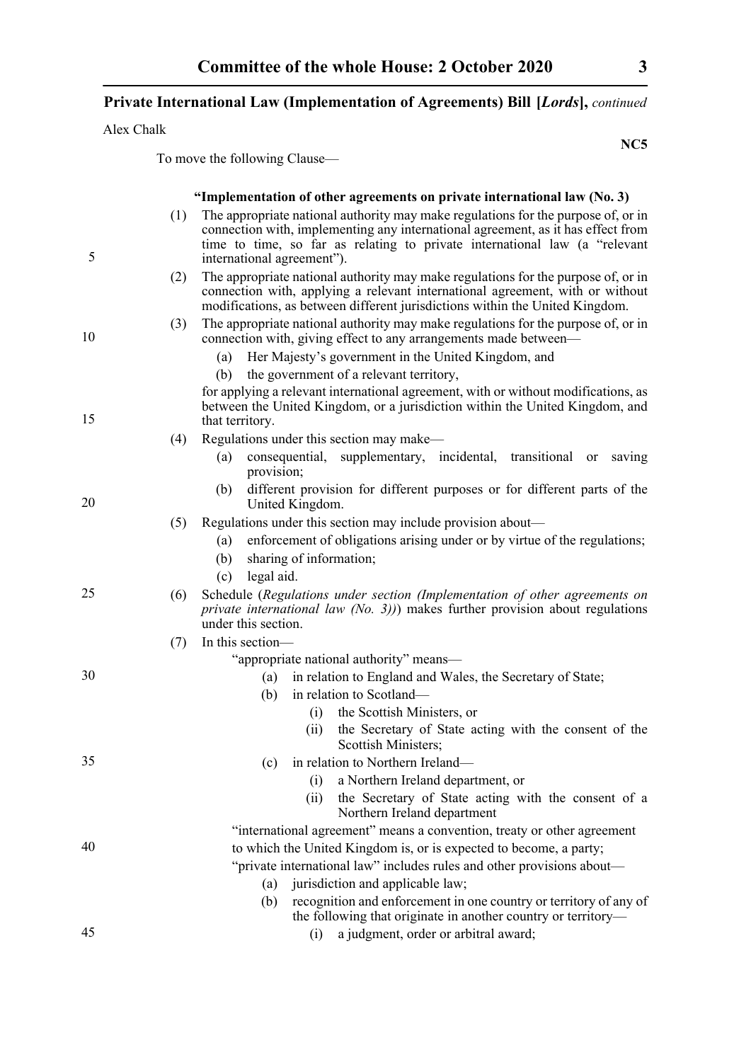**Private International Law (Implementation of Agreements) Bill [*Lords*],** *continued*

Alex Chalk

**NC5**

To move the following Clause—

**"Implementation of other agreements on private international law (No. 3)**

(1) The appropriate national authority may make regulations for the purpose of, or in connection with, implementing any international agreement, as it has effect from time to time, so far as relating to private international law (a "relevant international agreement").

(2) The appropriate national authority may make regulations for the purpose of, or in connection with, applying a relevant international agreement, with or without modifications, as between different jurisdictions within the United Kingdom.

(3) The appropriate national authority may make regulations for the purpose of, or in connection with, giving effect to any arrangements made between—

- (a) Her Majesty's government in the United Kingdom, and
- (b) the government of a relevant territory,

for applying a relevant international agreement, with or without modifications, as between the United Kingdom, or a jurisdiction within the United Kingdom, and that territory.

(4) Regulations under this section may make—

- (a) consequential, supplementary, incidental, transitional or saving provision;
- (b) different provision for different purposes or for different parts of the United Kingdom.

(5) Regulations under this section may include provision about—

- (a) enforcement of obligations arising under or by virtue of the regulations;
- (b) sharing of information;
- (c) legal aid.

(6) Schedule (*Regulations under section (Implementation of other agreements on private international law (No. 3))*) makes further provision about regulations under this section.

(7) In this section—

"appropriate national authority" means—

- (a) in relation to England and Wales, the Secretary of State;
- (b) in relation to Scotland—
  - (i) the Scottish Ministers, or
  - (ii) the Secretary of State acting with the consent of the Scottish Ministers;
- (c) in relation to Northern Ireland—
  - (i) a Northern Ireland department, or
  - (ii) the Secretary of State acting with the consent of a Northern Ireland department

"international agreement" means a convention, treaty or other agreement to which the United Kingdom is, or is expected to become, a party;

"private international law" includes rules and other provisions about—

- (a) jurisdiction and applicable law;
- (b) recognition and enforcement in one country or territory of any of the following that originate in another country or territory—
  - (i) a judgment, order or arbitral award;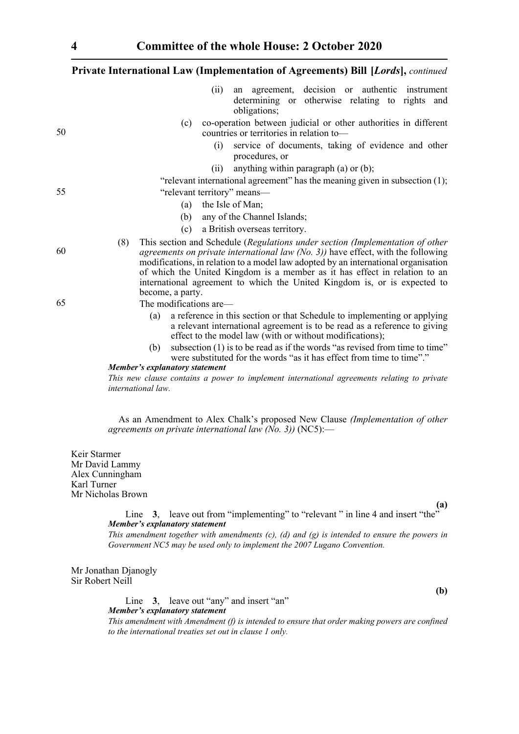(ii) an agreement, decision or authentic instrument determining or otherwise relating to rights and obligations;

(c) co-operation between judicial or other authorities in different countries or territories in relation to—

(i) service of documents, taking of evidence and other procedures, or

(ii) anything within paragraph (a) or (b);

"relevant international agreement" has the meaning given in subsection (1);

"relevant territory" means—

(a) the Isle of Man;

(b) any of the Channel Islands;

(c) a British overseas territory.

(8) This section and Schedule (*Regulations under section (Implementation of other agreements on private international law (No. 3))* have effect, with the following modifications, in relation to a model law adopted by an international organisation of which the United Kingdom is a member as it has effect in relation to an international agreement to which the United Kingdom is, or is expected to become, a party.

The modifications are—

(a) a reference in this section or that Schedule to implementing or applying a relevant international agreement is to be read as a reference to giving effect to the model law (with or without modifications);

(b) subsection (1) is to be read as if the words "as revised from time to time" were substituted for the words "as it has effect from time to time"."

***Member's explanatory statement***

*This new clause contains a power to implement international agreements relating to private international law.*

As an Amendment to Alex Chalk's proposed New Clause *(Implementation of other agreements on private international law (No. 3))* (NC5):—

Keir Starmer
Mr David Lammy
Alex Cunningham
Karl Turner
Mr Nicholas Brown

**(a)**

Line **3**, leave out from "implementing" to "relevant " in line 4 and insert "the"

***Member's explanatory statement***

*This amendment together with amendments (c), (d) and (g) is intended to ensure the powers in Government NC5 may be used only to implement the 2007 Lugano Convention.*

Mr Jonathan Djanogly
Sir Robert Neill

**(b)**

Line **3**, leave out "any" and insert "an"

***Member's explanatory statement***

*This amendment with Amendment (f) is intended to ensure that order making powers are confined to the international treaties set out in clause 1 only.*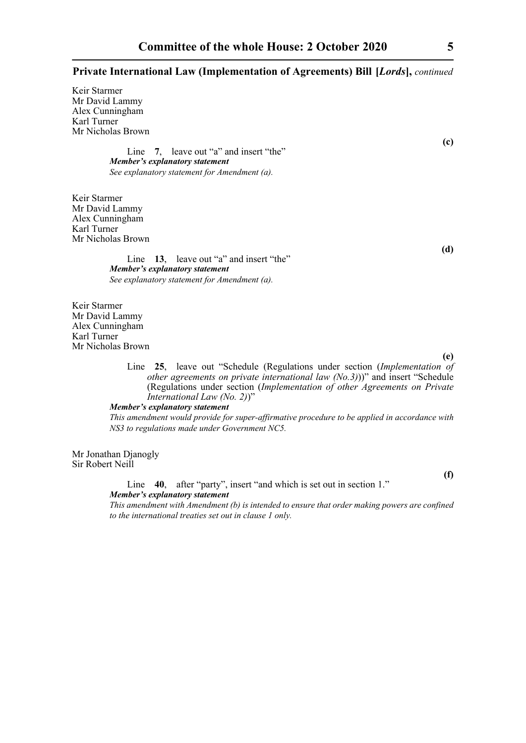Keir Starmer
Mr David Lammy
Alex Cunningham
Karl Turner
Mr Nicholas Brown

**(c)**

Line **7**, leave out "a" and insert "the"

***Member's explanatory statement***

*See explanatory statement for Amendment (a).*

Keir Starmer
Mr David Lammy
Alex Cunningham
Karl Turner
Mr Nicholas Brown

**(d)**

Line **13**, leave out "a" and insert "the"

***Member's explanatory statement***

*See explanatory statement for Amendment (a).*

Keir Starmer
Mr David Lammy
Alex Cunningham
Karl Turner
Mr Nicholas Brown

**(e)**

Line **25**, leave out "Schedule (Regulations under section (*Implementation of other agreements on private international law (No.3)*))" and insert "Schedule (Regulations under section (*Implementation of other Agreements on Private International Law (No. 2)*)"

***Member's explanatory statement***

*This amendment would provide for super-affirmative procedure to be applied in accordance with NS3 to regulations made under Government NC5.*

Mr Jonathan Djanogly
Sir Robert Neill

**(f)**

Line **40**, after "party", insert "and which is set out in section 1."

***Member's explanatory statement***

*This amendment with Amendment (b) is intended to ensure that order making powers are confined to the international treaties set out in clause 1 only.*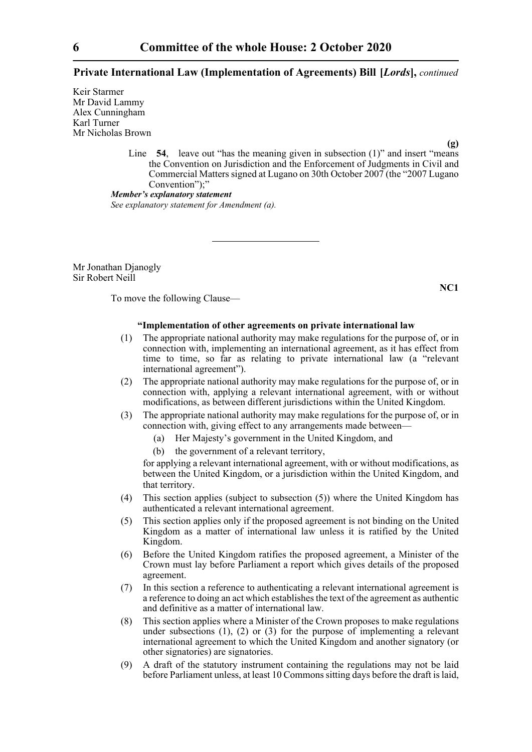Keir Starmer
Mr David Lammy
Alex Cunningham
Karl Turner
Mr Nicholas Brown

**(g)**

Line **54**, leave out "has the meaning given in subsection (1)" and insert "means the Convention on Jurisdiction and the Enforcement of Judgments in Civil and Commercial Matters signed at Lugano on 30th October 2007 (the "2007 Lugano Convention");"

***Member's explanatory statement***

*See explanatory statement for Amendment (a).*

---

Mr Jonathan Djanogly
Sir Robert Neill

**NC1**

To move the following Clause—

**"Implementation of other agreements on private international law**

(1) The appropriate national authority may make regulations for the purpose of, or in connection with, implementing an international agreement, as it has effect from time to time, so far as relating to private international law (a "relevant international agreement").

(2) The appropriate national authority may make regulations for the purpose of, or in connection with, applying a relevant international agreement, with or without modifications, as between different jurisdictions within the United Kingdom.

(3) The appropriate national authority may make regulations for the purpose of, or in connection with, giving effect to any arrangements made between—

(a) Her Majesty's government in the United Kingdom, and

(b) the government of a relevant territory,

for applying a relevant international agreement, with or without modifications, as between the United Kingdom, or a jurisdiction within the United Kingdom, and that territory.

(4) This section applies (subject to subsection (5)) where the United Kingdom has authenticated a relevant international agreement.

(5) This section applies only if the proposed agreement is not binding on the United Kingdom as a matter of international law unless it is ratified by the United Kingdom.

(6) Before the United Kingdom ratifies the proposed agreement, a Minister of the Crown must lay before Parliament a report which gives details of the proposed agreement.

(7) In this section a reference to authenticating a relevant international agreement is a reference to doing an act which establishes the text of the agreement as authentic and definitive as a matter of international law.

(8) This section applies where a Minister of the Crown proposes to make regulations under subsections (1), (2) or (3) for the purpose of implementing a relevant international agreement to which the United Kingdom and another signatory (or other signatories) are signatories.

(9) A draft of the statutory instrument containing the regulations may not be laid before Parliament unless, at least 10 Commons sitting days before the draft is laid,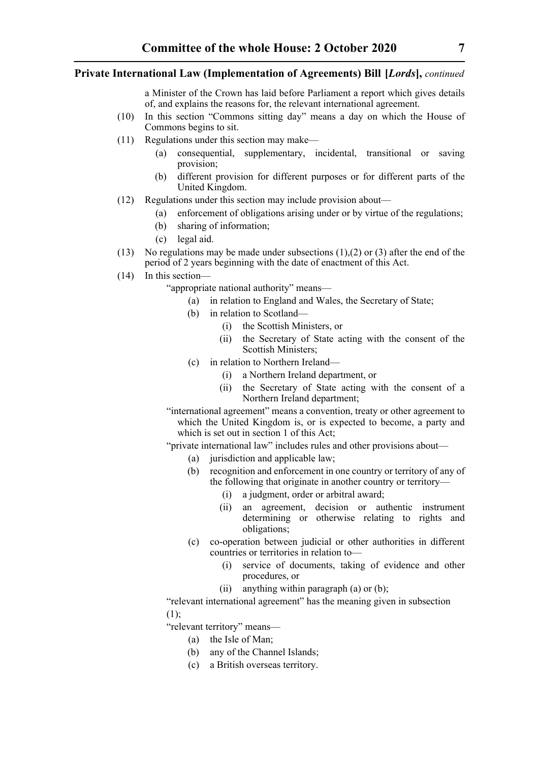a Minister of the Crown has laid before Parliament a report which gives details of, and explains the reasons for, the relevant international agreement.

(10) In this section "Commons sitting day" means a day on which the House of Commons begins to sit.

(11) Regulations under this section may make—

  (a) consequential, supplementary, incidental, transitional or saving provision;

  (b) different provision for different purposes or for different parts of the United Kingdom.

(12) Regulations under this section may include provision about—

  (a) enforcement of obligations arising under or by virtue of the regulations;

  (b) sharing of information;

  (c) legal aid.

(13) No regulations may be made under subsections (1),(2) or (3) after the end of the period of 2 years beginning with the date of enactment of this Act.

(14) In this section—

"appropriate national authority" means—

  (a) in relation to England and Wales, the Secretary of State;

  (b) in relation to Scotland—

    (i) the Scottish Ministers, or

    (ii) the Secretary of State acting with the consent of the Scottish Ministers;

  (c) in relation to Northern Ireland—

    (i) a Northern Ireland department, or

    (ii) the Secretary of State acting with the consent of a Northern Ireland department;

"international agreement" means a convention, treaty or other agreement to which the United Kingdom is, or is expected to become, a party and which is set out in section 1 of this Act;

"private international law" includes rules and other provisions about—

  (a) jurisdiction and applicable law;

  (b) recognition and enforcement in one country or territory of any of the following that originate in another country or territory—

    (i) a judgment, order or arbitral award;

    (ii) an agreement, decision or authentic instrument determining or otherwise relating to rights and obligations;

  (c) co-operation between judicial or other authorities in different countries or territories in relation to—

    (i) service of documents, taking of evidence and other procedures, or

    (ii) anything within paragraph (a) or (b);

"relevant international agreement" has the meaning given in subsection (1);

"relevant territory" means—

  (a) the Isle of Man;

  (b) any of the Channel Islands;

  (c) a British overseas territory.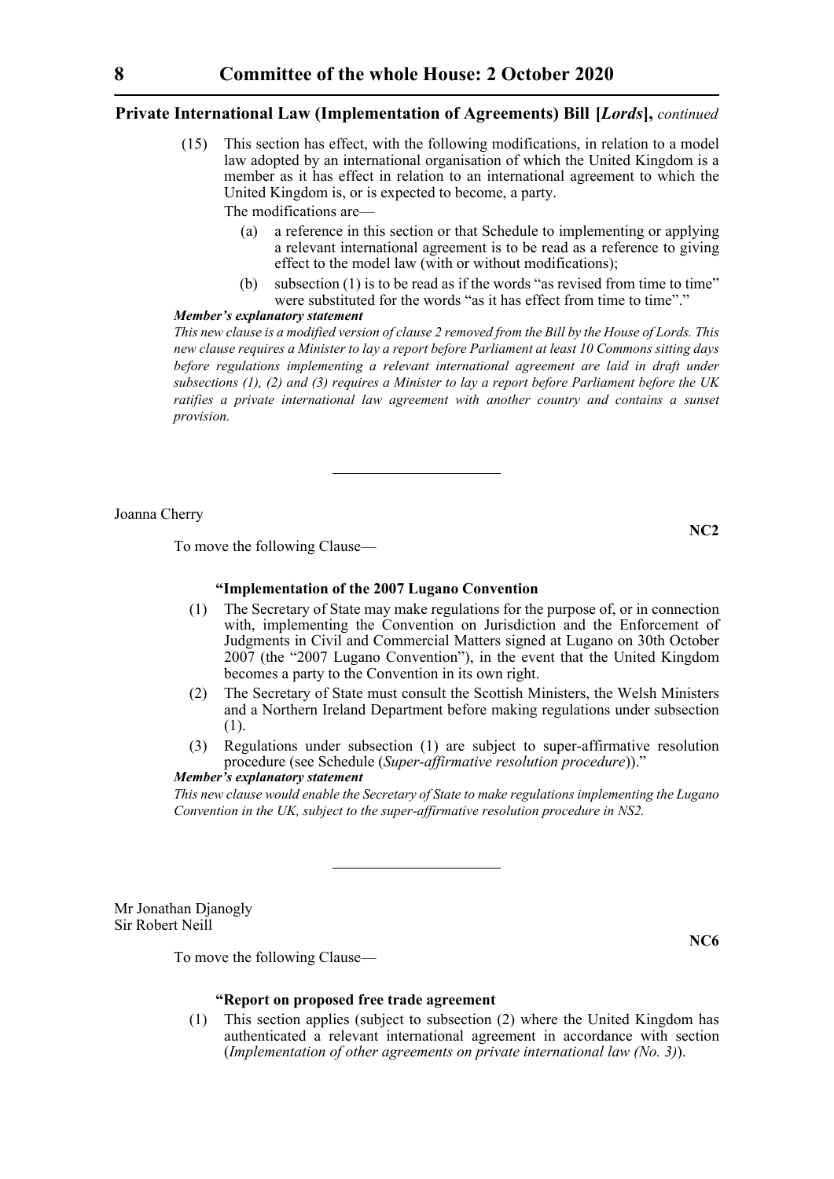(15) This section has effect, with the following modifications, in relation to a model law adopted by an international organisation of which the United Kingdom is a member as it has effect in relation to an international agreement to which the United Kingdom is, or is expected to become, a party.

The modifications are—

(a) a reference in this section or that Schedule to implementing or applying a relevant international agreement is to be read as a reference to giving effect to the model law (with or without modifications);

(b) subsection (1) is to be read as if the words "as revised from time to time" were substituted for the words "as it has effect from time to time"."

***Member's explanatory statement***

*This new clause is a modified version of clause 2 removed from the Bill by the House of Lords. This new clause requires a Minister to lay a report before Parliament at least 10 Commons sitting days before regulations implementing a relevant international agreement are laid in draft under subsections (1), (2) and (3) requires a Minister to lay a report before Parliament before the UK ratifies a private international law agreement with another country and contains a sunset provision.*

---

Joanna Cherry

**NC2**

To move the following Clause—

**"Implementation of the 2007 Lugano Convention**

(1) The Secretary of State may make regulations for the purpose of, or in connection with, implementing the Convention on Jurisdiction and the Enforcement of Judgments in Civil and Commercial Matters signed at Lugano on 30th October 2007 (the "2007 Lugano Convention"), in the event that the United Kingdom becomes a party to the Convention in its own right.

(2) The Secretary of State must consult the Scottish Ministers, the Welsh Ministers and a Northern Ireland Department before making regulations under subsection (1).

(3) Regulations under subsection (1) are subject to super-affirmative resolution procedure (see Schedule (*Super-affirmative resolution procedure*))."

***Member's explanatory statement***

*This new clause would enable the Secretary of State to make regulations implementing the Lugano Convention in the UK, subject to the super-affirmative resolution procedure in NS2.*

---

Mr Jonathan Djanogly
Sir Robert Neill

**NC6**

To move the following Clause—

**"Report on proposed free trade agreement**

(1) This section applies (subject to subsection (2) where the United Kingdom has authenticated a relevant international agreement in accordance with section (*Implementation of other agreements on private international law (No. 3)*).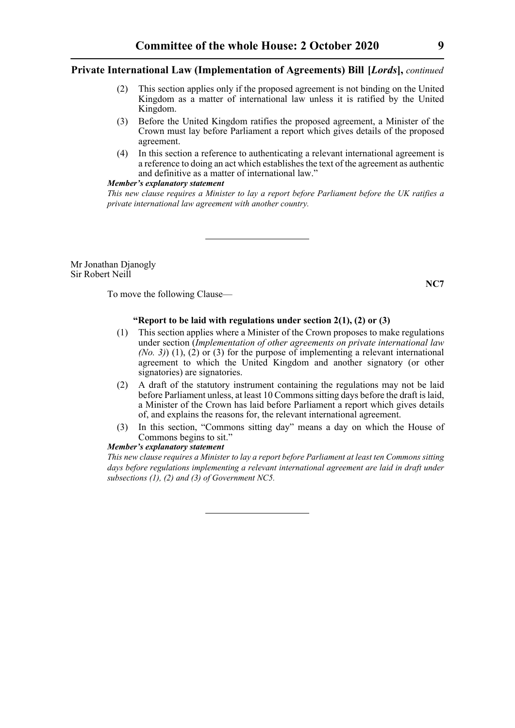(2) This section applies only if the proposed agreement is not binding on the United Kingdom as a matter of international law unless it is ratified by the United Kingdom.

(3) Before the United Kingdom ratifies the proposed agreement, a Minister of the Crown must lay before Parliament a report which gives details of the proposed agreement.

(4) In this section a reference to authenticating a relevant international agreement is a reference to doing an act which establishes the text of the agreement as authentic and definitive as a matter of international law."

***Member's explanatory statement***

*This new clause requires a Minister to lay a report before Parliament before the UK ratifies a private international law agreement with another country.*

---

Mr Jonathan Djanogly
Sir Robert Neill

**NC7**

To move the following Clause—

**"Report to be laid with regulations under section 2(1), (2) or (3)**

(1) This section applies where a Minister of the Crown proposes to make regulations under section (*Implementation of other agreements on private international law (No. 3)*) (1), (2) or (3) for the purpose of implementing a relevant international agreement to which the United Kingdom and another signatory (or other signatories) are signatories.

(2) A draft of the statutory instrument containing the regulations may not be laid before Parliament unless, at least 10 Commons sitting days before the draft is laid, a Minister of the Crown has laid before Parliament a report which gives details of, and explains the reasons for, the relevant international agreement.

(3) In this section, "Commons sitting day" means a day on which the House of Commons begins to sit."

***Member's explanatory statement***

*This new clause requires a Minister to lay a report before Parliament at least ten Commons sitting days before regulations implementing a relevant international agreement are laid in draft under subsections (1), (2) and (3) of Government NC5.*

---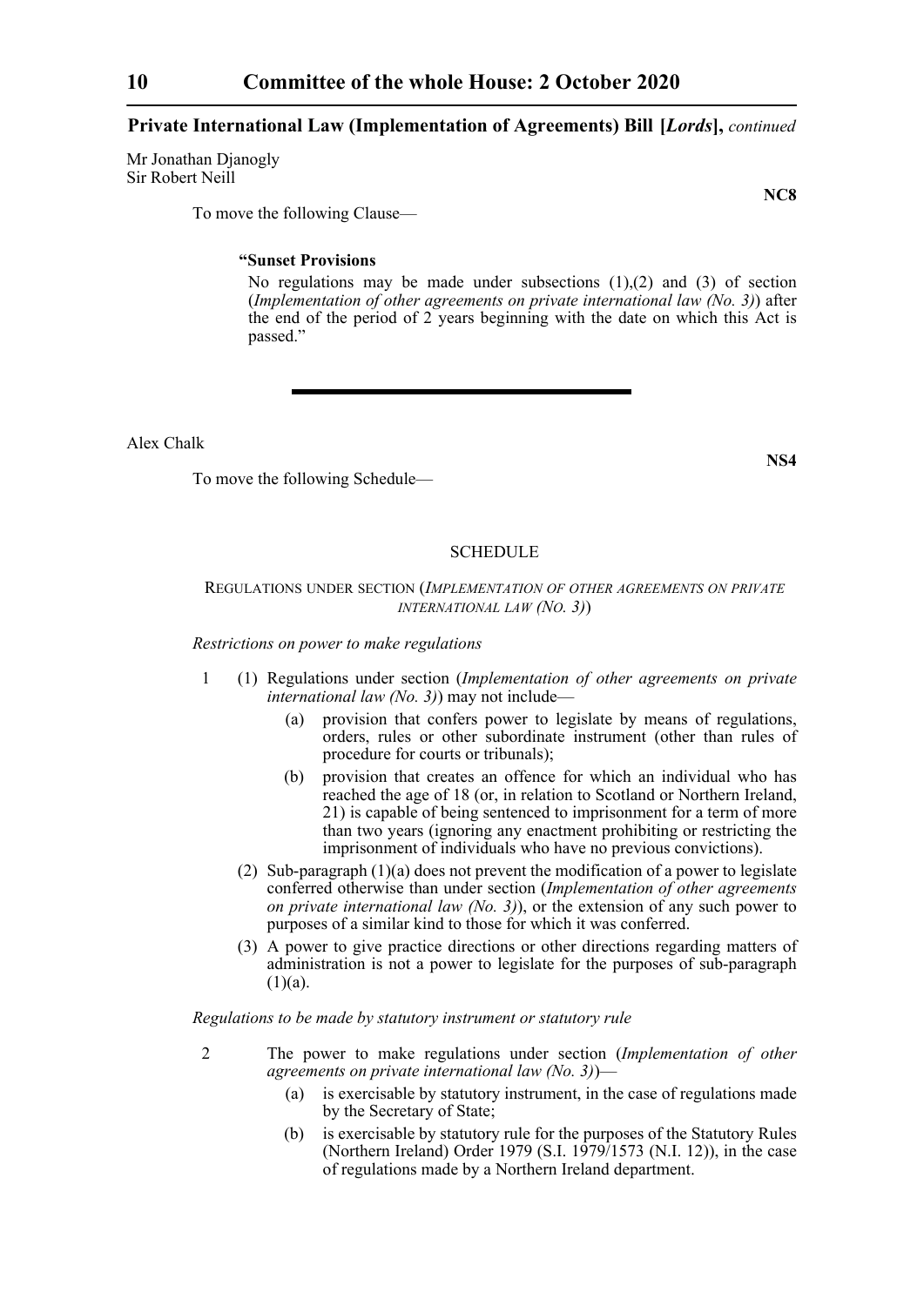Mr Jonathan Djanogly
Sir Robert Neill

**NC8**

To move the following Clause—

**"Sunset Provisions**

No regulations may be made under subsections (1),(2) and (3) of section (*Implementation of other agreements on private international law (No. 3)*) after the end of the period of 2 years beginning with the date on which this Act is passed."

---

Alex Chalk

**NS4**

To move the following Schedule—

SCHEDULE

REGULATIONS UNDER SECTION (*IMPLEMENTATION OF OTHER AGREEMENTS ON PRIVATE INTERNATIONAL LAW (NO. 3)*)

*Restrictions on power to make regulations*

1 (1) Regulations under section (*Implementation of other agreements on private international law (No. 3)*) may not include—

(a) provision that confers power to legislate by means of regulations, orders, rules or other subordinate instrument (other than rules of procedure for courts or tribunals);

(b) provision that creates an offence for which an individual who has reached the age of 18 (or, in relation to Scotland or Northern Ireland, 21) is capable of being sentenced to imprisonment for a term of more than two years (ignoring any enactment prohibiting or restricting the imprisonment of individuals who have no previous convictions).

(2) Sub-paragraph (1)(a) does not prevent the modification of a power to legislate conferred otherwise than under section (*Implementation of other agreements on private international law (No. 3)*), or the extension of any such power to purposes of a similar kind to those for which it was conferred.

(3) A power to give practice directions or other directions regarding matters of administration is not a power to legislate for the purposes of sub-paragraph (1)(a).

*Regulations to be made by statutory instrument or statutory rule*

2 The power to make regulations under section (*Implementation of other agreements on private international law (No. 3)*)—

(a) is exercisable by statutory instrument, in the case of regulations made by the Secretary of State;

(b) is exercisable by statutory rule for the purposes of the Statutory Rules (Northern Ireland) Order 1979 (S.I. 1979/1573 (N.I. 12)), in the case of regulations made by a Northern Ireland department.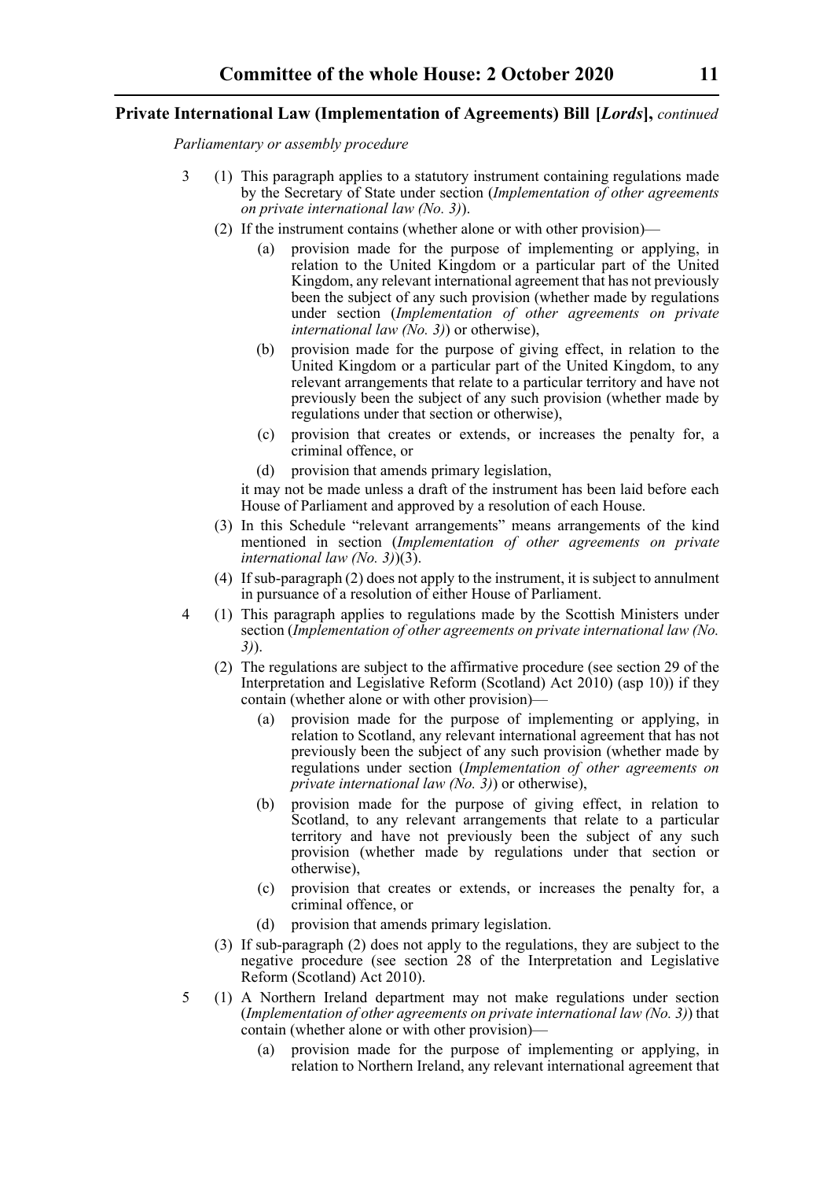*Parliamentary or assembly procedure*

3 (1) This paragraph applies to a statutory instrument containing regulations made by the Secretary of State under section (*Implementation of other agreements on private international law (No. 3)*).

(2) If the instrument contains (whether alone or with other provision)—

(a) provision made for the purpose of implementing or applying, in relation to the United Kingdom or a particular part of the United Kingdom, any relevant international agreement that has not previously been the subject of any such provision (whether made by regulations under section (*Implementation of other agreements on private international law (No. 3)*) or otherwise),

(b) provision made for the purpose of giving effect, in relation to the United Kingdom or a particular part of the United Kingdom, to any relevant arrangements that relate to a particular territory and have not previously been the subject of any such provision (whether made by regulations under that section or otherwise),

(c) provision that creates or extends, or increases the penalty for, a criminal offence, or

(d) provision that amends primary legislation,

it may not be made unless a draft of the instrument has been laid before each House of Parliament and approved by a resolution of each House.

(3) In this Schedule "relevant arrangements" means arrangements of the kind mentioned in section (*Implementation of other agreements on private international law (No. 3)*)(3).

(4) If sub-paragraph (2) does not apply to the instrument, it is subject to annulment in pursuance of a resolution of either House of Parliament.

4 (1) This paragraph applies to regulations made by the Scottish Ministers under section (*Implementation of other agreements on private international law (No. 3)*).

(2) The regulations are subject to the affirmative procedure (see section 29 of the Interpretation and Legislative Reform (Scotland) Act 2010) (asp 10)) if they contain (whether alone or with other provision)—

(a) provision made for the purpose of implementing or applying, in relation to Scotland, any relevant international agreement that has not previously been the subject of any such provision (whether made by regulations under section (*Implementation of other agreements on private international law (No. 3)*) or otherwise),

(b) provision made for the purpose of giving effect, in relation to Scotland, to any relevant arrangements that relate to a particular territory and have not previously been the subject of any such provision (whether made by regulations under that section or otherwise),

(c) provision that creates or extends, or increases the penalty for, a criminal offence, or

(d) provision that amends primary legislation.

(3) If sub-paragraph (2) does not apply to the regulations, they are subject to the negative procedure (see section 28 of the Interpretation and Legislative Reform (Scotland) Act 2010).

5 (1) A Northern Ireland department may not make regulations under section (*Implementation of other agreements on private international law (No. 3)*) that contain (whether alone or with other provision)—

(a) provision made for the purpose of implementing or applying, in relation to Northern Ireland, any relevant international agreement that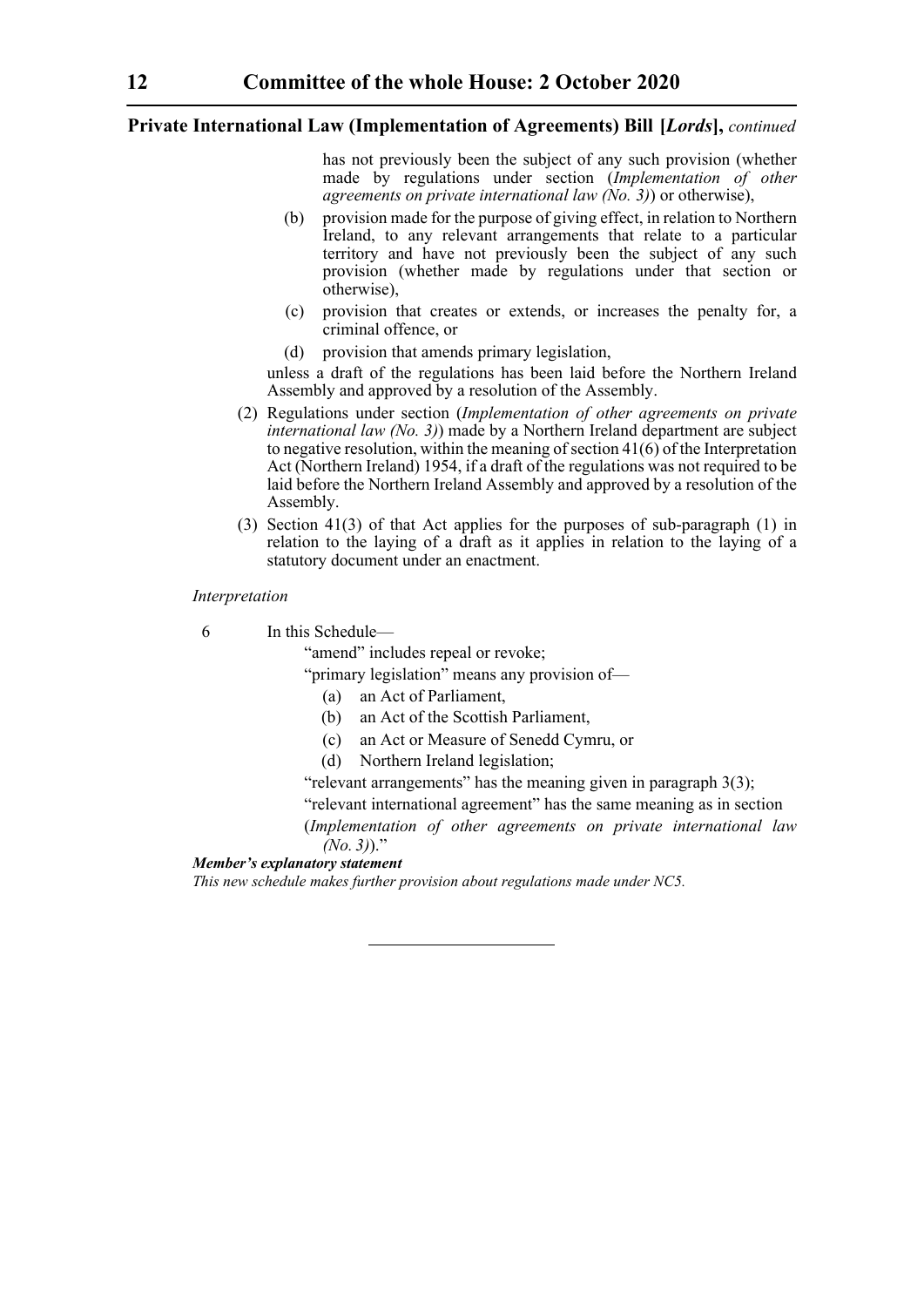has not previously been the subject of any such provision (whether made by regulations under section (*Implementation of other agreements on private international law (No. 3)*) or otherwise),

(b) provision made for the purpose of giving effect, in relation to Northern Ireland, to any relevant arrangements that relate to a particular territory and have not previously been the subject of any such provision (whether made by regulations under that section or otherwise),

(c) provision that creates or extends, or increases the penalty for, a criminal offence, or

(d) provision that amends primary legislation,

unless a draft of the regulations has been laid before the Northern Ireland Assembly and approved by a resolution of the Assembly.

(2) Regulations under section (*Implementation of other agreements on private international law (No. 3)*) made by a Northern Ireland department are subject to negative resolution, within the meaning of section 41(6) of the Interpretation Act (Northern Ireland) 1954, if a draft of the regulations was not required to be laid before the Northern Ireland Assembly and approved by a resolution of the Assembly.

(3) Section 41(3) of that Act applies for the purposes of sub-paragraph (1) in relation to the laying of a draft as it applies in relation to the laying of a statutory document under an enactment.

*Interpretation*

6 In this Schedule—

"amend" includes repeal or revoke;

"primary legislation" means any provision of—

(a) an Act of Parliament,

(b) an Act of the Scottish Parliament,

(c) an Act or Measure of Senedd Cymru, or

(d) Northern Ireland legislation;

"relevant arrangements" has the meaning given in paragraph 3(3);

"relevant international agreement" has the same meaning as in section (*Implementation of other agreements on private international law (No. 3)*)."

***Member's explanatory statement***

*This new schedule makes further provision about regulations made under NC5.*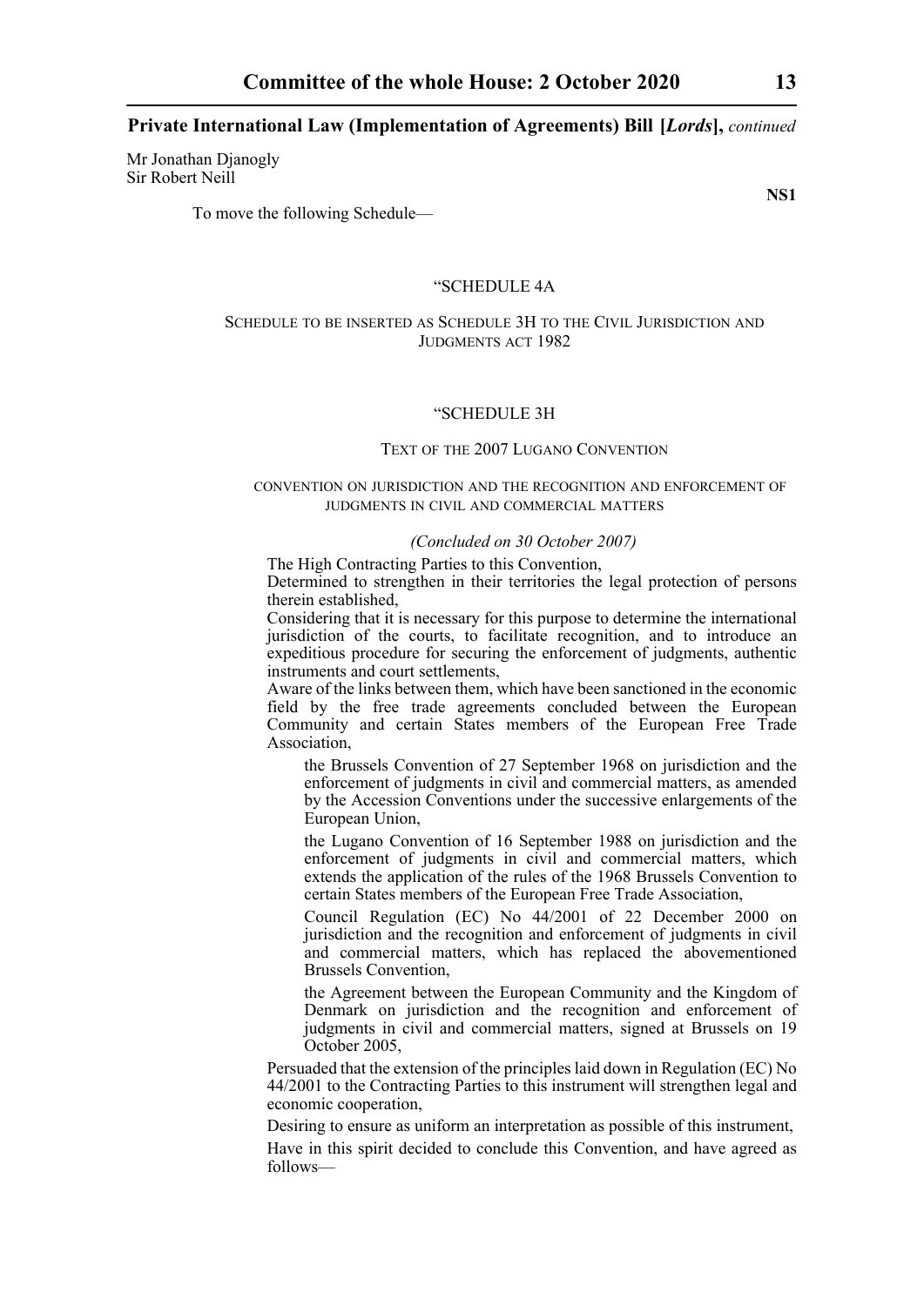Mr Jonathan Djanogly
Sir Robert Neill

**NS1**

To move the following Schedule—

"SCHEDULE 4A

SCHEDULE TO BE INSERTED AS SCHEDULE 3H TO THE CIVIL JURISDICTION AND JUDGMENTS ACT 1982

"SCHEDULE 3H

TEXT OF THE 2007 LUGANO CONVENTION

CONVENTION ON JURISDICTION AND THE RECOGNITION AND ENFORCEMENT OF JUDGMENTS IN CIVIL AND COMMERCIAL MATTERS

*(Concluded on 30 October 2007)*

The High Contracting Parties to this Convention,

Determined to strengthen in their territories the legal protection of persons therein established,

Considering that it is necessary for this purpose to determine the international jurisdiction of the courts, to facilitate recognition, and to introduce an expeditious procedure for securing the enforcement of judgments, authentic instruments and court settlements,

Aware of the links between them, which have been sanctioned in the economic field by the free trade agreements concluded between the European Community and certain States members of the European Free Trade Association,

the Brussels Convention of 27 September 1968 on jurisdiction and the enforcement of judgments in civil and commercial matters, as amended by the Accession Conventions under the successive enlargements of the European Union,

the Lugano Convention of 16 September 1988 on jurisdiction and the enforcement of judgments in civil and commercial matters, which extends the application of the rules of the 1968 Brussels Convention to certain States members of the European Free Trade Association,

Council Regulation (EC) No 44/2001 of 22 December 2000 on jurisdiction and the recognition and enforcement of judgments in civil and commercial matters, which has replaced the abovementioned Brussels Convention,

the Agreement between the European Community and the Kingdom of Denmark on jurisdiction and the recognition and enforcement of judgments in civil and commercial matters, signed at Brussels on 19 October 2005,

Persuaded that the extension of the principles laid down in Regulation (EC) No 44/2001 to the Contracting Parties to this instrument will strengthen legal and economic cooperation,

Desiring to ensure as uniform an interpretation as possible of this instrument,

Have in this spirit decided to conclude this Convention, and have agreed as follows—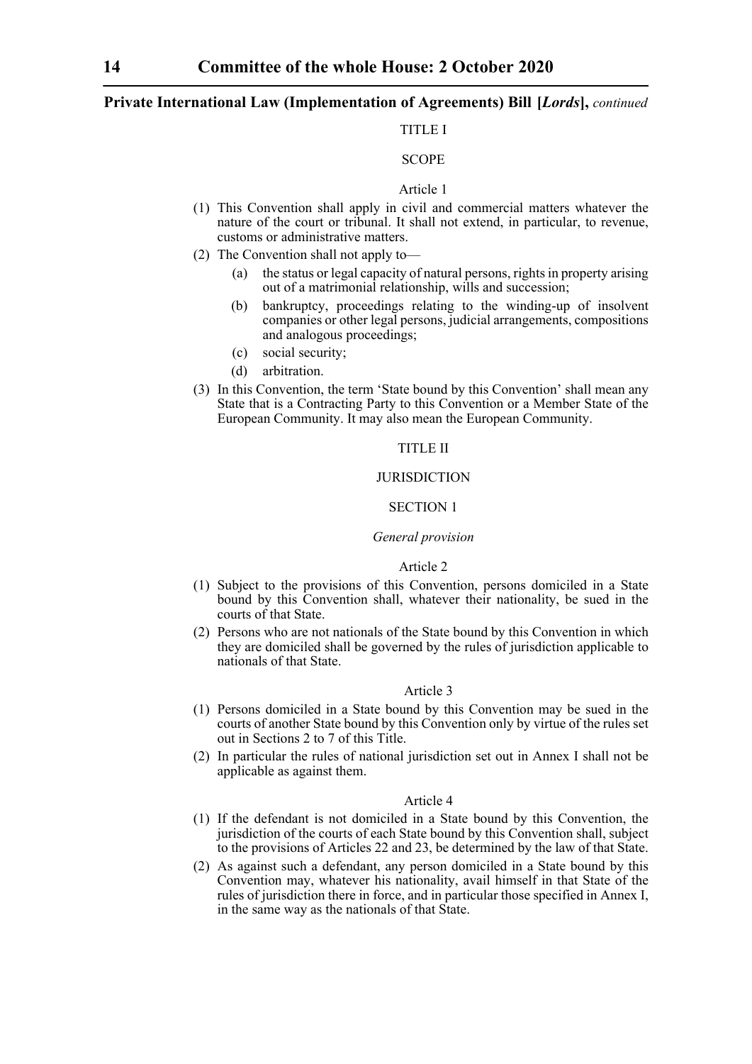TITLE I

SCOPE

Article 1

(1) This Convention shall apply in civil and commercial matters whatever the nature of the court or tribunal. It shall not extend, in particular, to revenue, customs or administrative matters.

(2) The Convention shall not apply to—

- (a) the status or legal capacity of natural persons, rights in property arising out of a matrimonial relationship, wills and succession;
- (b) bankruptcy, proceedings relating to the winding-up of insolvent companies or other legal persons, judicial arrangements, compositions and analogous proceedings;
- (c) social security;
- (d) arbitration.

(3) In this Convention, the term 'State bound by this Convention' shall mean any State that is a Contracting Party to this Convention or a Member State of the European Community. It may also mean the European Community.

TITLE II

JURISDICTION

SECTION 1

*General provision*

Article 2

(1) Subject to the provisions of this Convention, persons domiciled in a State bound by this Convention shall, whatever their nationality, be sued in the courts of that State.

(2) Persons who are not nationals of the State bound by this Convention in which they are domiciled shall be governed by the rules of jurisdiction applicable to nationals of that State.

Article 3

(1) Persons domiciled in a State bound by this Convention may be sued in the courts of another State bound by this Convention only by virtue of the rules set out in Sections 2 to 7 of this Title.

(2) In particular the rules of national jurisdiction set out in Annex I shall not be applicable as against them.

Article 4

(1) If the defendant is not domiciled in a State bound by this Convention, the jurisdiction of the courts of each State bound by this Convention shall, subject to the provisions of Articles 22 and 23, be determined by the law of that State.

(2) As against such a defendant, any person domiciled in a State bound by this Convention may, whatever his nationality, avail himself in that State of the rules of jurisdiction there in force, and in particular those specified in Annex I, in the same way as the nationals of that State.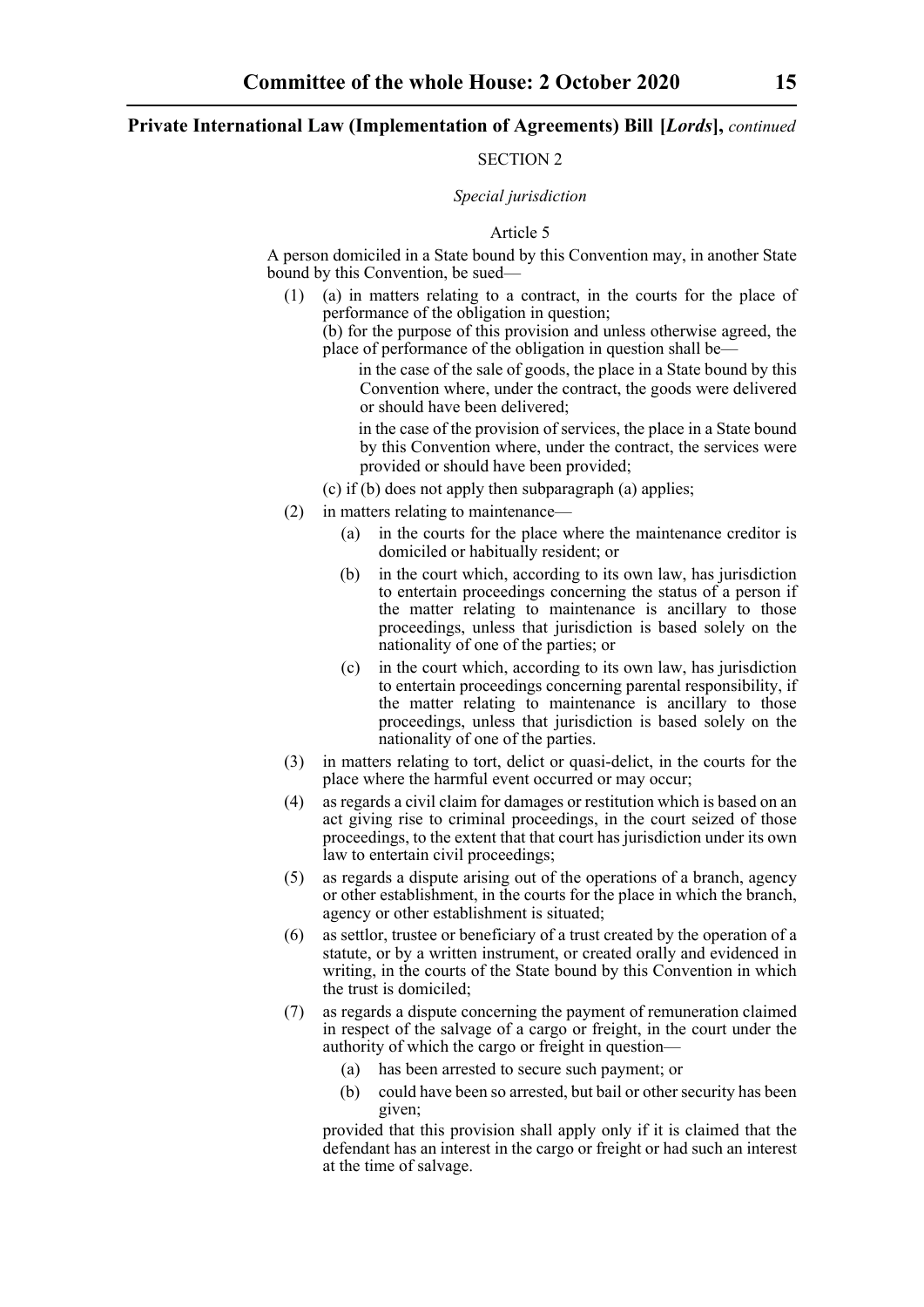SECTION 2

*Special jurisdiction*

Article 5

A person domiciled in a State bound by this Convention may, in another State bound by this Convention, be sued—

(1) (a) in matters relating to a contract, in the courts for the place of performance of the obligation in question;

(b) for the purpose of this provision and unless otherwise agreed, the place of performance of the obligation in question shall be—

in the case of the sale of goods, the place in a State bound by this Convention where, under the contract, the goods were delivered or should have been delivered;

in the case of the provision of services, the place in a State bound by this Convention where, under the contract, the services were provided or should have been provided;

(c) if (b) does not apply then subparagraph (a) applies;

(2) in matters relating to maintenance—

- (a) in the courts for the place where the maintenance creditor is domiciled or habitually resident; or
- (b) in the court which, according to its own law, has jurisdiction to entertain proceedings concerning the status of a person if the matter relating to maintenance is ancillary to those proceedings, unless that jurisdiction is based solely on the nationality of one of the parties; or
- (c) in the court which, according to its own law, has jurisdiction to entertain proceedings concerning parental responsibility, if the matter relating to maintenance is ancillary to those proceedings, unless that jurisdiction is based solely on the nationality of one of the parties.

(3) in matters relating to tort, delict or quasi-delict, in the courts for the place where the harmful event occurred or may occur;

(4) as regards a civil claim for damages or restitution which is based on an act giving rise to criminal proceedings, in the court seized of those proceedings, to the extent that that court has jurisdiction under its own law to entertain civil proceedings;

(5) as regards a dispute arising out of the operations of a branch, agency or other establishment, in the courts for the place in which the branch, agency or other establishment is situated;

(6) as settlor, trustee or beneficiary of a trust created by the operation of a statute, or by a written instrument, or created orally and evidenced in writing, in the courts of the State bound by this Convention in which the trust is domiciled;

(7) as regards a dispute concerning the payment of remuneration claimed in respect of the salvage of a cargo or freight, in the court under the authority of which the cargo or freight in question—

- (a) has been arrested to secure such payment; or
- (b) could have been so arrested, but bail or other security has been given;

provided that this provision shall apply only if it is claimed that the defendant has an interest in the cargo or freight or had such an interest at the time of salvage.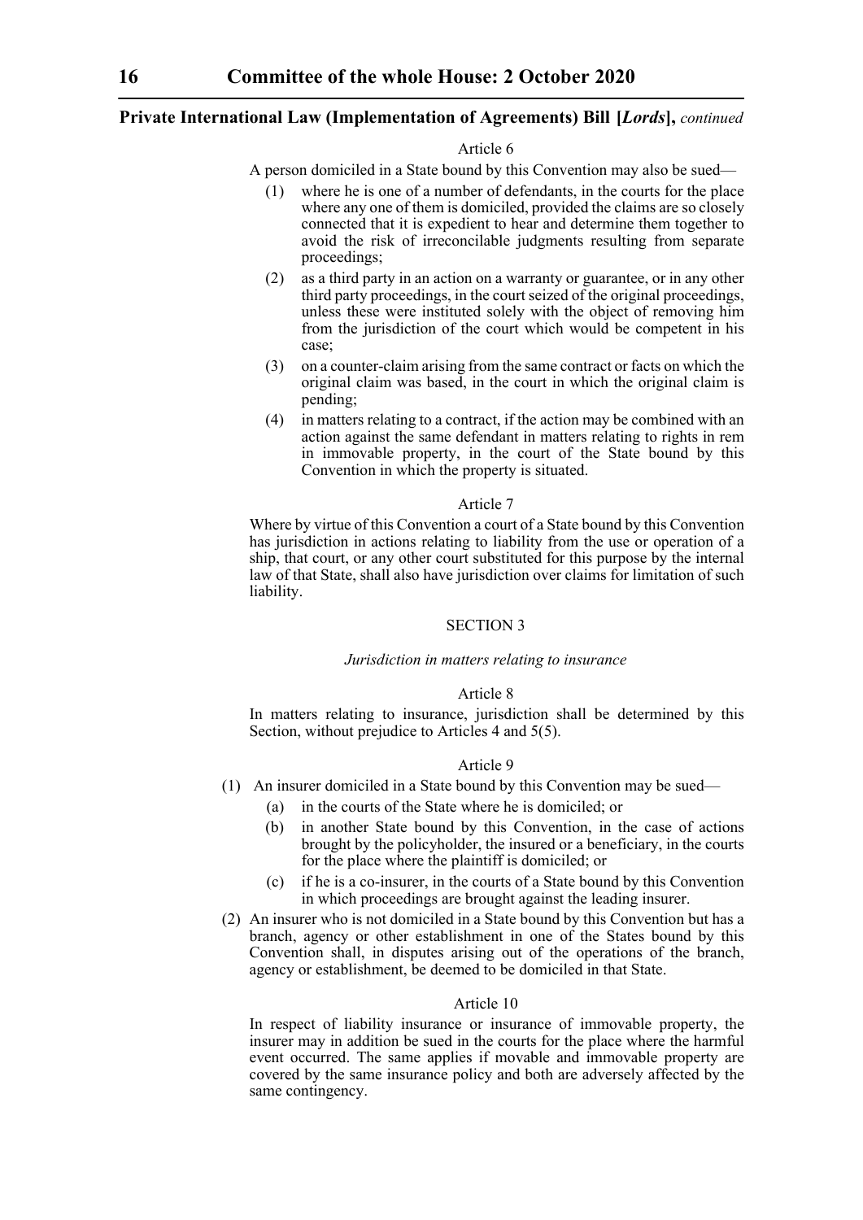#### Article 6

A person domiciled in a State bound by this Convention may also be sued—

(1) where he is one of a number of defendants, in the courts for the place where any one of them is domiciled, provided the claims are so closely connected that it is expedient to hear and determine them together to avoid the risk of irreconcilable judgments resulting from separate proceedings;

(2) as a third party in an action on a warranty or guarantee, or in any other third party proceedings, in the court seized of the original proceedings, unless these were instituted solely with the object of removing him from the jurisdiction of the court which would be competent in his case;

(3) on a counter-claim arising from the same contract or facts on which the original claim was based, in the court in which the original claim is pending;

(4) in matters relating to a contract, if the action may be combined with an action against the same defendant in matters relating to rights in rem in immovable property, in the court of the State bound by this Convention in which the property is situated.

#### Article 7

Where by virtue of this Convention a court of a State bound by this Convention has jurisdiction in actions relating to liability from the use or operation of a ship, that court, or any other court substituted for this purpose by the internal law of that State, shall also have jurisdiction over claims for limitation of such liability.

### SECTION 3

*Jurisdiction in matters relating to insurance*

#### Article 8

In matters relating to insurance, jurisdiction shall be determined by this Section, without prejudice to Articles 4 and 5(5).

#### Article 9

(1) An insurer domiciled in a State bound by this Convention may be sued—

(a) in the courts of the State where he is domiciled; or

(b) in another State bound by this Convention, in the case of actions brought by the policyholder, the insured or a beneficiary, in the courts for the place where the plaintiff is domiciled; or

(c) if he is a co-insurer, in the courts of a State bound by this Convention in which proceedings are brought against the leading insurer.

(2) An insurer who is not domiciled in a State bound by this Convention but has a branch, agency or other establishment in one of the States bound by this Convention shall, in disputes arising out of the operations of the branch, agency or establishment, be deemed to be domiciled in that State.

#### Article 10

In respect of liability insurance or insurance of immovable property, the insurer may in addition be sued in the courts for the place where the harmful event occurred. The same applies if movable and immovable property are covered by the same insurance policy and both are adversely affected by the same contingency.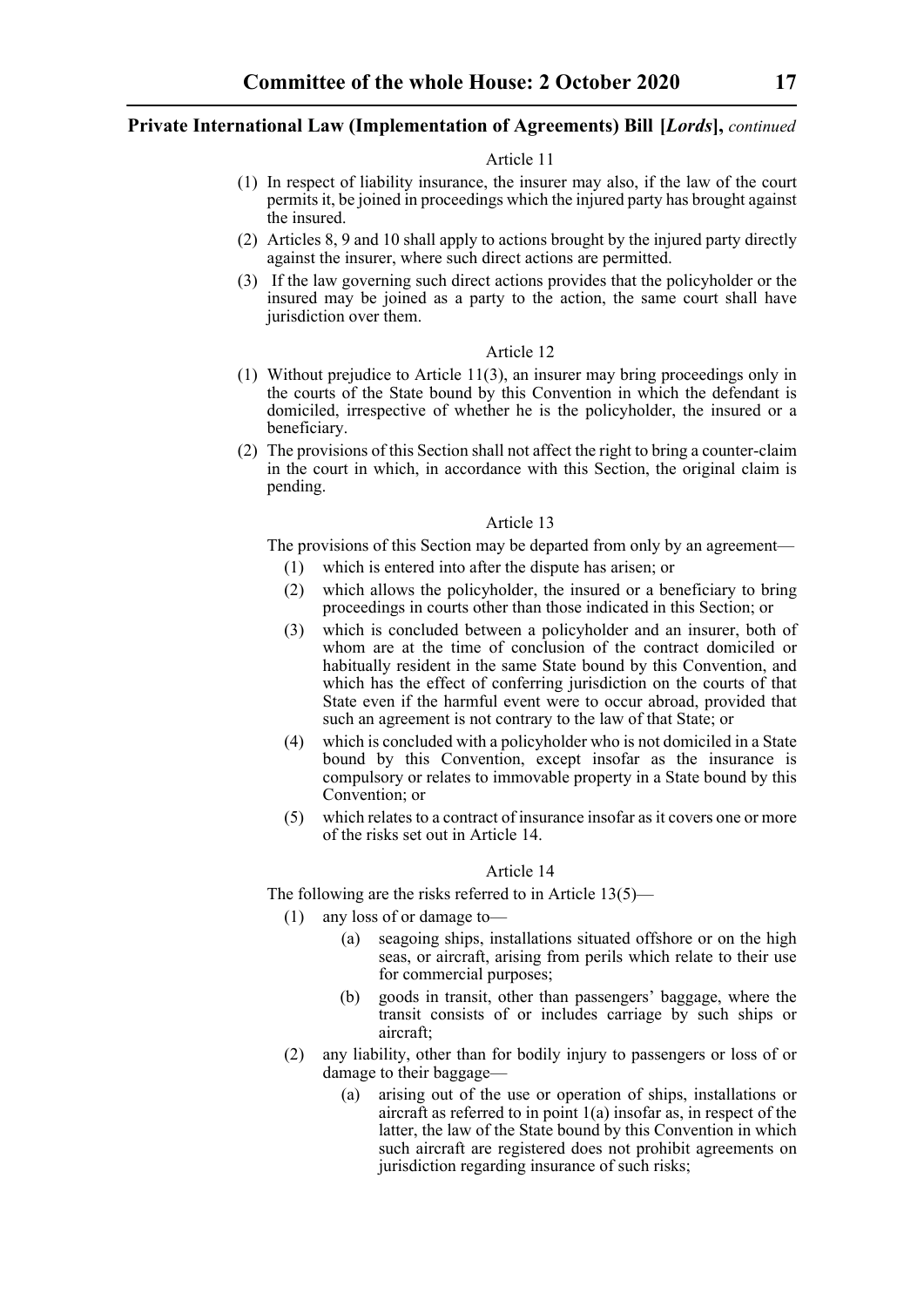Article 11

(1) In respect of liability insurance, the insurer may also, if the law of the court permits it, be joined in proceedings which the injured party has brought against the insured.

(2) Articles 8, 9 and 10 shall apply to actions brought by the injured party directly against the insurer, where such direct actions are permitted.

(3) If the law governing such direct actions provides that the policyholder or the insured may be joined as a party to the action, the same court shall have jurisdiction over them.

Article 12

(1) Without prejudice to Article 11(3), an insurer may bring proceedings only in the courts of the State bound by this Convention in which the defendant is domiciled, irrespective of whether he is the policyholder, the insured or a beneficiary.

(2) The provisions of this Section shall not affect the right to bring a counter-claim in the court in which, in accordance with this Section, the original claim is pending.

Article 13

The provisions of this Section may be departed from only by an agreement—

(1) which is entered into after the dispute has arisen; or

(2) which allows the policyholder, the insured or a beneficiary to bring proceedings in courts other than those indicated in this Section; or

(3) which is concluded between a policyholder and an insurer, both of whom are at the time of conclusion of the contract domiciled or habitually resident in the same State bound by this Convention, and which has the effect of conferring jurisdiction on the courts of that State even if the harmful event were to occur abroad, provided that such an agreement is not contrary to the law of that State; or

(4) which is concluded with a policyholder who is not domiciled in a State bound by this Convention, except insofar as the insurance is compulsory or relates to immovable property in a State bound by this Convention; or

(5) which relates to a contract of insurance insofar as it covers one or more of the risks set out in Article 14.

Article 14

The following are the risks referred to in Article 13(5)—

(1) any loss of or damage to—

  (a) seagoing ships, installations situated offshore or on the high seas, or aircraft, arising from perils which relate to their use for commercial purposes;

  (b) goods in transit, other than passengers' baggage, where the transit consists of or includes carriage by such ships or aircraft;

(2) any liability, other than for bodily injury to passengers or loss of or damage to their baggage—

  (a) arising out of the use or operation of ships, installations or aircraft as referred to in point 1(a) insofar as, in respect of the latter, the law of the State bound by this Convention in which such aircraft are registered does not prohibit agreements on jurisdiction regarding insurance of such risks;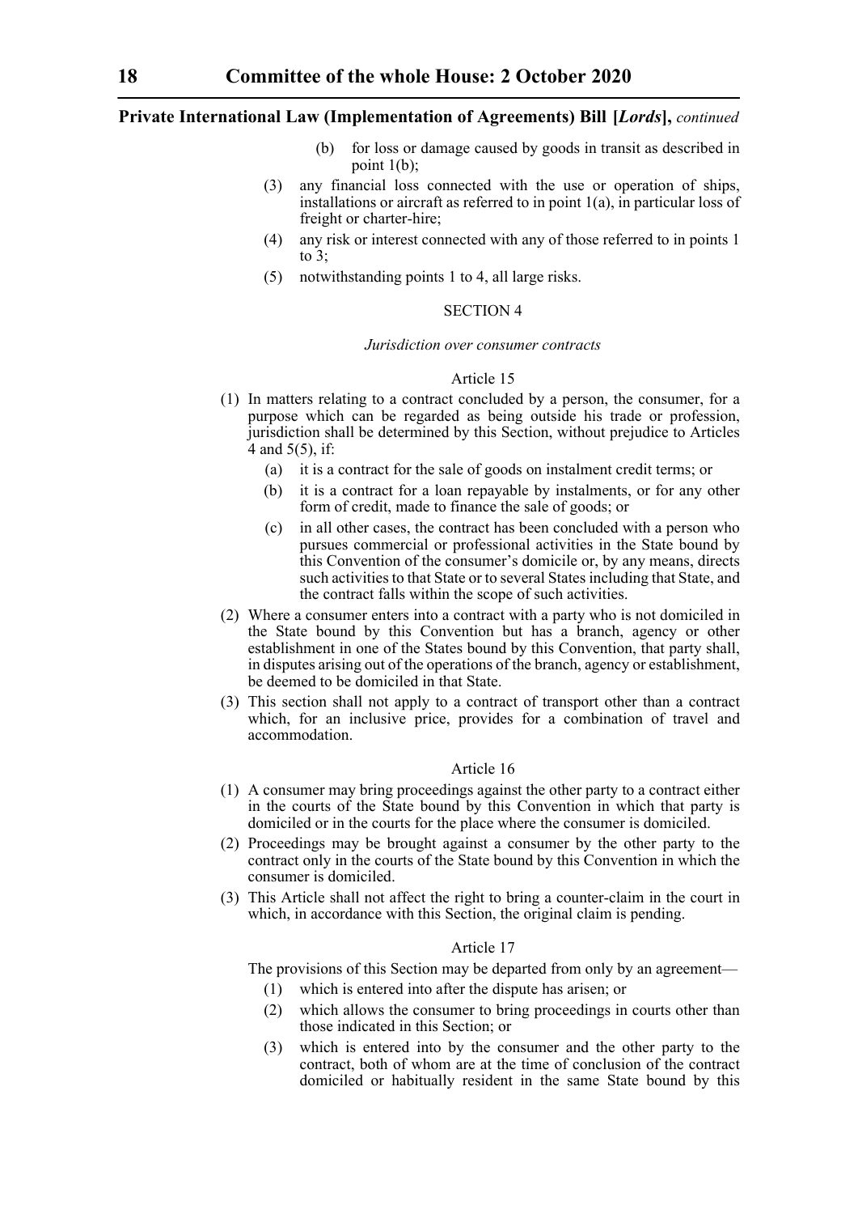(b) for loss or damage caused by goods in transit as described in point 1(b);

(3) any financial loss connected with the use or operation of ships, installations or aircraft as referred to in point 1(a), in particular loss of freight or charter-hire;

(4) any risk or interest connected with any of those referred to in points 1 to 3;

(5) notwithstanding points 1 to 4, all large risks.

SECTION 4

*Jurisdiction over consumer contracts*

Article 15

(1) In matters relating to a contract concluded by a person, the consumer, for a purpose which can be regarded as being outside his trade or profession, jurisdiction shall be determined by this Section, without prejudice to Articles 4 and 5(5), if:

   (a) it is a contract for the sale of goods on instalment credit terms; or

   (b) it is a contract for a loan repayable by instalments, or for any other form of credit, made to finance the sale of goods; or

   (c) in all other cases, the contract has been concluded with a person who pursues commercial or professional activities in the State bound by this Convention of the consumer's domicile or, by any means, directs such activities to that State or to several States including that State, and the contract falls within the scope of such activities.

(2) Where a consumer enters into a contract with a party who is not domiciled in the State bound by this Convention but has a branch, agency or other establishment in one of the States bound by this Convention, that party shall, in disputes arising out of the operations of the branch, agency or establishment, be deemed to be domiciled in that State.

(3) This section shall not apply to a contract of transport other than a contract which, for an inclusive price, provides for a combination of travel and accommodation.

Article 16

(1) A consumer may bring proceedings against the other party to a contract either in the courts of the State bound by this Convention in which that party is domiciled or in the courts for the place where the consumer is domiciled.

(2) Proceedings may be brought against a consumer by the other party to the contract only in the courts of the State bound by this Convention in which the consumer is domiciled.

(3) This Article shall not affect the right to bring a counter-claim in the court in which, in accordance with this Section, the original claim is pending.

Article 17

The provisions of this Section may be departed from only by an agreement—

(1) which is entered into after the dispute has arisen; or

(2) which allows the consumer to bring proceedings in courts other than those indicated in this Section; or

(3) which is entered into by the consumer and the other party to the contract, both of whom are at the time of conclusion of the contract domiciled or habitually resident in the same State bound by this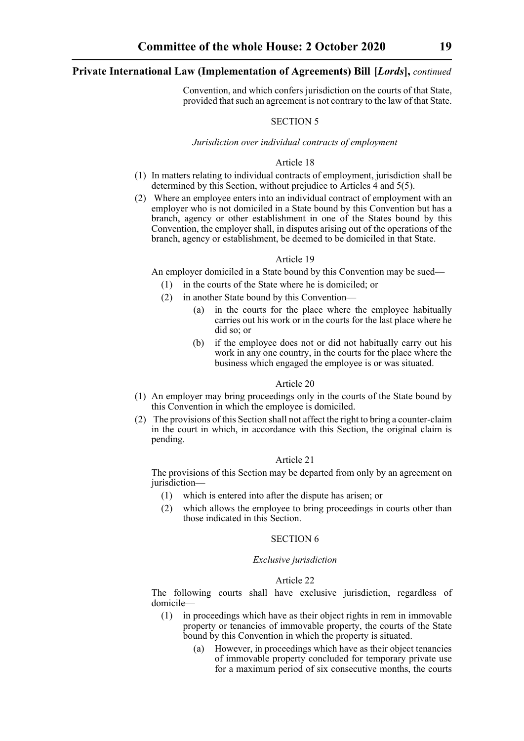Convention, and which confers jurisdiction on the courts of that State, provided that such an agreement is not contrary to the law of that State.

SECTION 5

*Jurisdiction over individual contracts of employment*

Article 18

(1) In matters relating to individual contracts of employment, jurisdiction shall be determined by this Section, without prejudice to Articles 4 and 5(5).

(2) Where an employee enters into an individual contract of employment with an employer who is not domiciled in a State bound by this Convention but has a branch, agency or other establishment in one of the States bound by this Convention, the employer shall, in disputes arising out of the operations of the branch, agency or establishment, be deemed to be domiciled in that State.

Article 19

An employer domiciled in a State bound by this Convention may be sued—

- (1) in the courts of the State where he is domiciled; or
- (2) in another State bound by this Convention—
  - (a) in the courts for the place where the employee habitually carries out his work or in the courts for the last place where he did so; or
  - (b) if the employee does not or did not habitually carry out his work in any one country, in the courts for the place where the business which engaged the employee is or was situated.

Article 20

(1) An employer may bring proceedings only in the courts of the State bound by this Convention in which the employee is domiciled.

(2) The provisions of this Section shall not affect the right to bring a counter-claim in the court in which, in accordance with this Section, the original claim is pending.

Article 21

The provisions of this Section may be departed from only by an agreement on jurisdiction—

- (1) which is entered into after the dispute has arisen; or
- (2) which allows the employee to bring proceedings in courts other than those indicated in this Section.

SECTION 6

*Exclusive jurisdiction*

Article 22

The following courts shall have exclusive jurisdiction, regardless of domicile—

- (1) in proceedings which have as their object rights in rem in immovable property or tenancies of immovable property, the courts of the State bound by this Convention in which the property is situated.
  - (a) However, in proceedings which have as their object tenancies of immovable property concluded for temporary private use for a maximum period of six consecutive months, the courts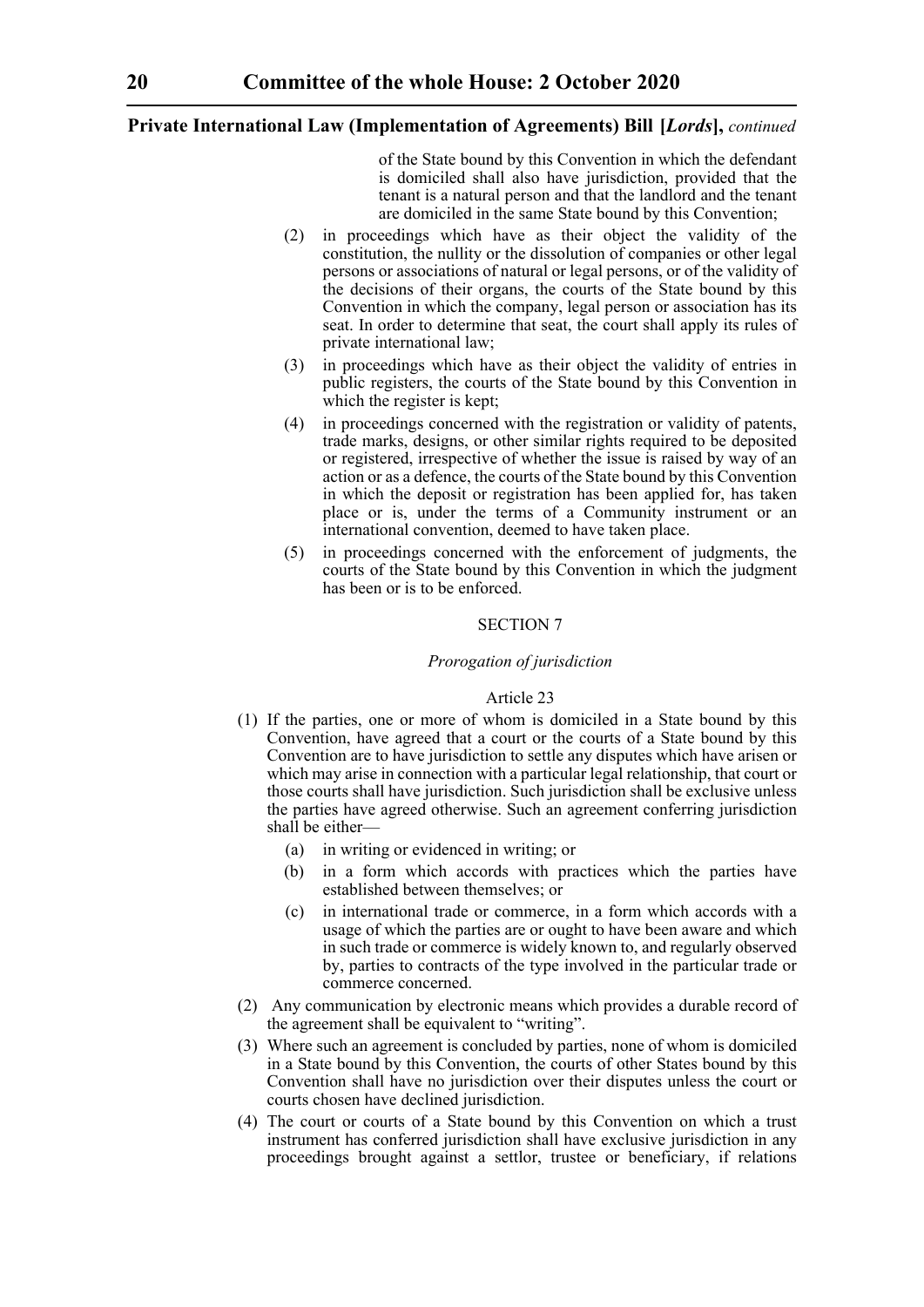of the State bound by this Convention in which the defendant is domiciled shall also have jurisdiction, provided that the tenant is a natural person and that the landlord and the tenant are domiciled in the same State bound by this Convention;

(2) in proceedings which have as their object the validity of the constitution, the nullity or the dissolution of companies or other legal persons or associations of natural or legal persons, or of the validity of the decisions of their organs, the courts of the State bound by this Convention in which the company, legal person or association has its seat. In order to determine that seat, the court shall apply its rules of private international law;

(3) in proceedings which have as their object the validity of entries in public registers, the courts of the State bound by this Convention in which the register is kept;

(4) in proceedings concerned with the registration or validity of patents, trade marks, designs, or other similar rights required to be deposited or registered, irrespective of whether the issue is raised by way of an action or as a defence, the courts of the State bound by this Convention in which the deposit or registration has been applied for, has taken place or is, under the terms of a Community instrument or an international convention, deemed to have taken place.

(5) in proceedings concerned with the enforcement of judgments, the courts of the State bound by this Convention in which the judgment has been or is to be enforced.

SECTION 7

*Prorogation of jurisdiction*

Article 23

(1) If the parties, one or more of whom is domiciled in a State bound by this Convention, have agreed that a court or the courts of a State bound by this Convention are to have jurisdiction to settle any disputes which have arisen or which may arise in connection with a particular legal relationship, that court or those courts shall have jurisdiction. Such jurisdiction shall be exclusive unless the parties have agreed otherwise. Such an agreement conferring jurisdiction shall be either—

(a) in writing or evidenced in writing; or

(b) in a form which accords with practices which the parties have established between themselves; or

(c) in international trade or commerce, in a form which accords with a usage of which the parties are or ought to have been aware and which in such trade or commerce is widely known to, and regularly observed by, parties to contracts of the type involved in the particular trade or commerce concerned.

(2) Any communication by electronic means which provides a durable record of the agreement shall be equivalent to "writing".

(3) Where such an agreement is concluded by parties, none of whom is domiciled in a State bound by this Convention, the courts of other States bound by this Convention shall have no jurisdiction over their disputes unless the court or courts chosen have declined jurisdiction.

(4) The court or courts of a State bound by this Convention on which a trust instrument has conferred jurisdiction shall have exclusive jurisdiction in any proceedings brought against a settlor, trustee or beneficiary, if relations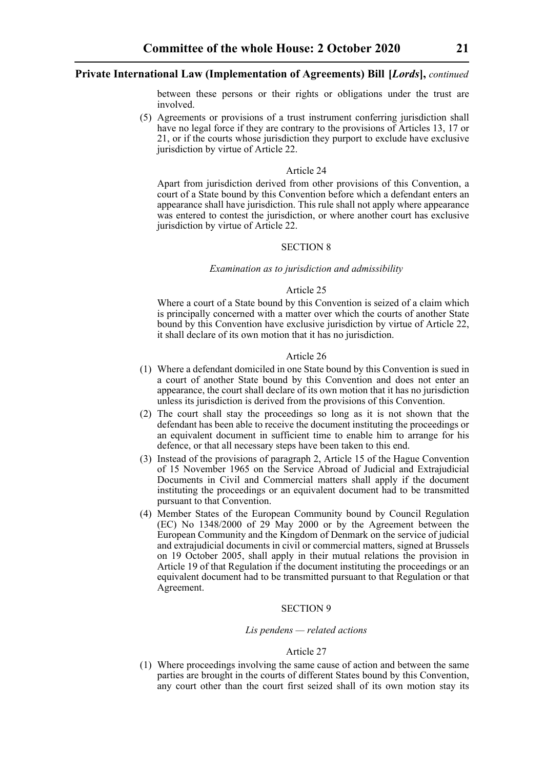between these persons or their rights or obligations under the trust are involved.

(5) Agreements or provisions of a trust instrument conferring jurisdiction shall have no legal force if they are contrary to the provisions of Articles 13, 17 or 21, or if the courts whose jurisdiction they purport to exclude have exclusive jurisdiction by virtue of Article 22.

Article 24

Apart from jurisdiction derived from other provisions of this Convention, a court of a State bound by this Convention before which a defendant enters an appearance shall have jurisdiction. This rule shall not apply where appearance was entered to contest the jurisdiction, or where another court has exclusive jurisdiction by virtue of Article 22.

SECTION 8

*Examination as to jurisdiction and admissibility*

Article 25

Where a court of a State bound by this Convention is seized of a claim which is principally concerned with a matter over which the courts of another State bound by this Convention have exclusive jurisdiction by virtue of Article 22, it shall declare of its own motion that it has no jurisdiction.

Article 26

(1) Where a defendant domiciled in one State bound by this Convention is sued in a court of another State bound by this Convention and does not enter an appearance, the court shall declare of its own motion that it has no jurisdiction unless its jurisdiction is derived from the provisions of this Convention.

(2) The court shall stay the proceedings so long as it is not shown that the defendant has been able to receive the document instituting the proceedings or an equivalent document in sufficient time to enable him to arrange for his defence, or that all necessary steps have been taken to this end.

(3) Instead of the provisions of paragraph 2, Article 15 of the Hague Convention of 15 November 1965 on the Service Abroad of Judicial and Extrajudicial Documents in Civil and Commercial matters shall apply if the document instituting the proceedings or an equivalent document had to be transmitted pursuant to that Convention.

(4) Member States of the European Community bound by Council Regulation (EC) No 1348/2000 of 29 May 2000 or by the Agreement between the European Community and the Kingdom of Denmark on the service of judicial and extrajudicial documents in civil or commercial matters, signed at Brussels on 19 October 2005, shall apply in their mutual relations the provision in Article 19 of that Regulation if the document instituting the proceedings or an equivalent document had to be transmitted pursuant to that Regulation or that Agreement.

SECTION 9

*Lis pendens — related actions*

Article 27

(1) Where proceedings involving the same cause of action and between the same parties are brought in the courts of different States bound by this Convention, any court other than the court first seized shall of its own motion stay its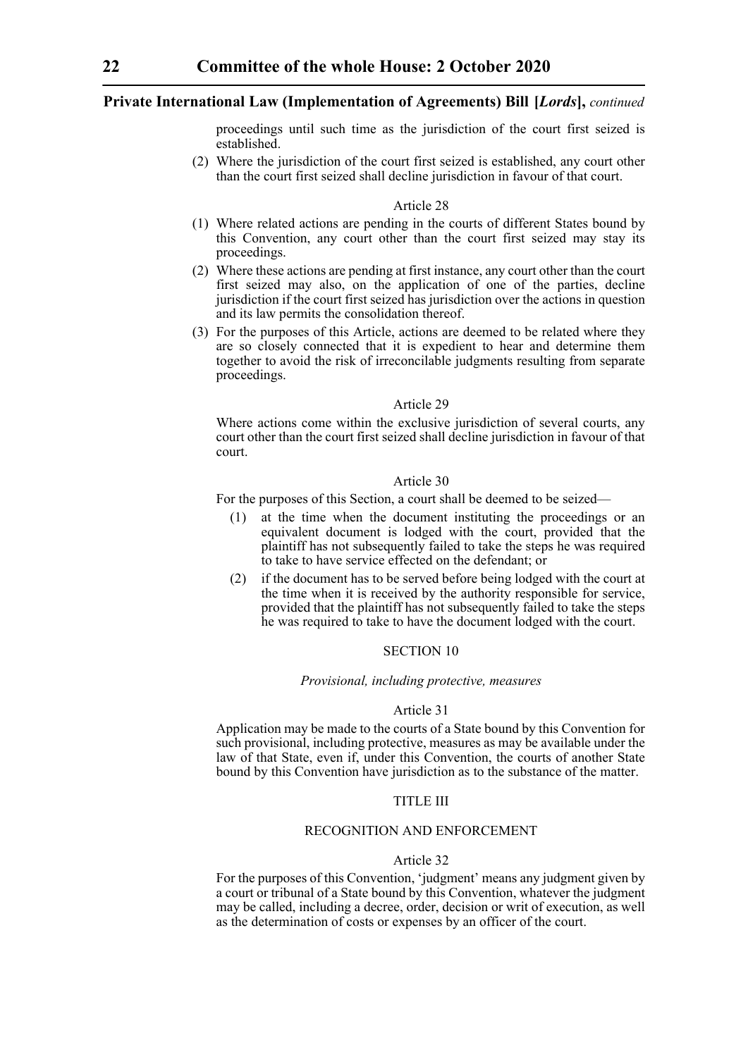proceedings until such time as the jurisdiction of the court first seized is established.

(2) Where the jurisdiction of the court first seized is established, any court other than the court first seized shall decline jurisdiction in favour of that court.

Article 28

(1) Where related actions are pending in the courts of different States bound by this Convention, any court other than the court first seized may stay its proceedings.

(2) Where these actions are pending at first instance, any court other than the court first seized may also, on the application of one of the parties, decline jurisdiction if the court first seized has jurisdiction over the actions in question and its law permits the consolidation thereof.

(3) For the purposes of this Article, actions are deemed to be related where they are so closely connected that it is expedient to hear and determine them together to avoid the risk of irreconcilable judgments resulting from separate proceedings.

Article 29

Where actions come within the exclusive jurisdiction of several courts, any court other than the court first seized shall decline jurisdiction in favour of that court.

Article 30

For the purposes of this Section, a court shall be deemed to be seized—

(1) at the time when the document instituting the proceedings or an equivalent document is lodged with the court, provided that the plaintiff has not subsequently failed to take the steps he was required to take to have service effected on the defendant; or

(2) if the document has to be served before being lodged with the court at the time when it is received by the authority responsible for service, provided that the plaintiff has not subsequently failed to take the steps he was required to take to have the document lodged with the court.

SECTION 10

*Provisional, including protective, measures*

Article 31

Application may be made to the courts of a State bound by this Convention for such provisional, including protective, measures as may be available under the law of that State, even if, under this Convention, the courts of another State bound by this Convention have jurisdiction as to the substance of the matter.

TITLE III

RECOGNITION AND ENFORCEMENT

Article 32

For the purposes of this Convention, 'judgment' means any judgment given by a court or tribunal of a State bound by this Convention, whatever the judgment may be called, including a decree, order, decision or writ of execution, as well as the determination of costs or expenses by an officer of the court.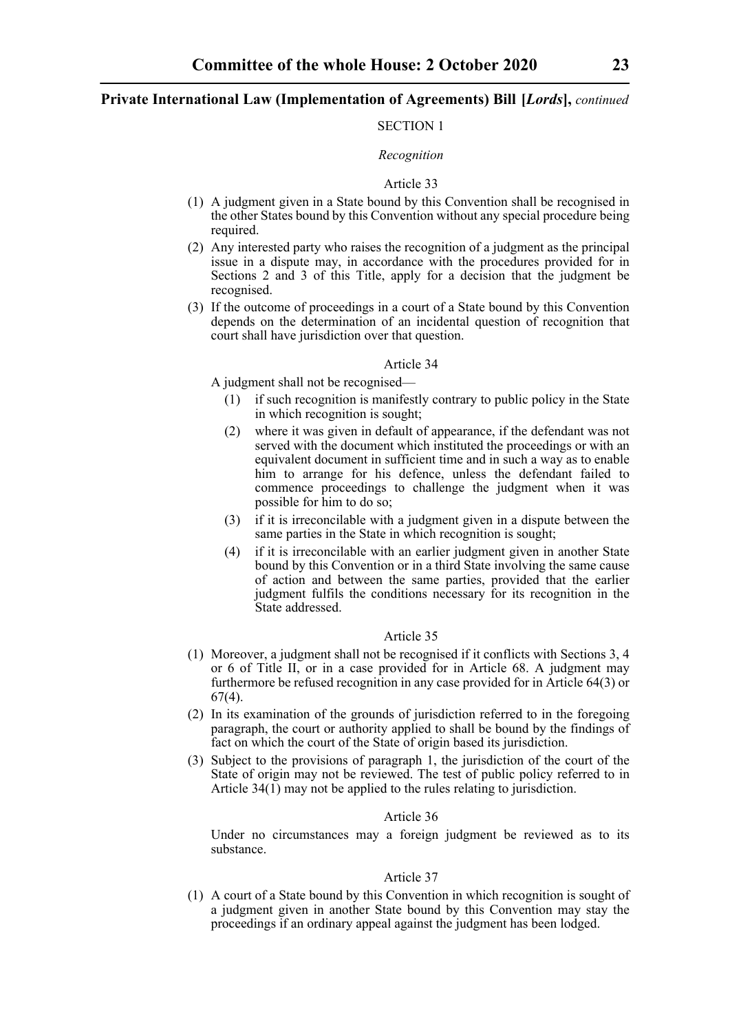SECTION 1

*Recognition*

Article 33

(1) A judgment given in a State bound by this Convention shall be recognised in the other States bound by this Convention without any special procedure being required.

(2) Any interested party who raises the recognition of a judgment as the principal issue in a dispute may, in accordance with the procedures provided for in Sections 2 and 3 of this Title, apply for a decision that the judgment be recognised.

(3) If the outcome of proceedings in a court of a State bound by this Convention depends on the determination of an incidental question of recognition that court shall have jurisdiction over that question.

Article 34

A judgment shall not be recognised—

(1) if such recognition is manifestly contrary to public policy in the State in which recognition is sought;

(2) where it was given in default of appearance, if the defendant was not served with the document which instituted the proceedings or with an equivalent document in sufficient time and in such a way as to enable him to arrange for his defence, unless the defendant failed to commence proceedings to challenge the judgment when it was possible for him to do so;

(3) if it is irreconcilable with a judgment given in a dispute between the same parties in the State in which recognition is sought;

(4) if it is irreconcilable with an earlier judgment given in another State bound by this Convention or in a third State involving the same cause of action and between the same parties, provided that the earlier judgment fulfils the conditions necessary for its recognition in the State addressed.

Article 35

(1) Moreover, a judgment shall not be recognised if it conflicts with Sections 3, 4 or 6 of Title II, or in a case provided for in Article 68. A judgment may furthermore be refused recognition in any case provided for in Article 64(3) or 67(4).

(2) In its examination of the grounds of jurisdiction referred to in the foregoing paragraph, the court or authority applied to shall be bound by the findings of fact on which the court of the State of origin based its jurisdiction.

(3) Subject to the provisions of paragraph 1, the jurisdiction of the court of the State of origin may not be reviewed. The test of public policy referred to in Article 34(1) may not be applied to the rules relating to jurisdiction.

Article 36

Under no circumstances may a foreign judgment be reviewed as to its substance.

Article 37

(1) A court of a State bound by this Convention in which recognition is sought of a judgment given in another State bound by this Convention may stay the proceedings if an ordinary appeal against the judgment has been lodged.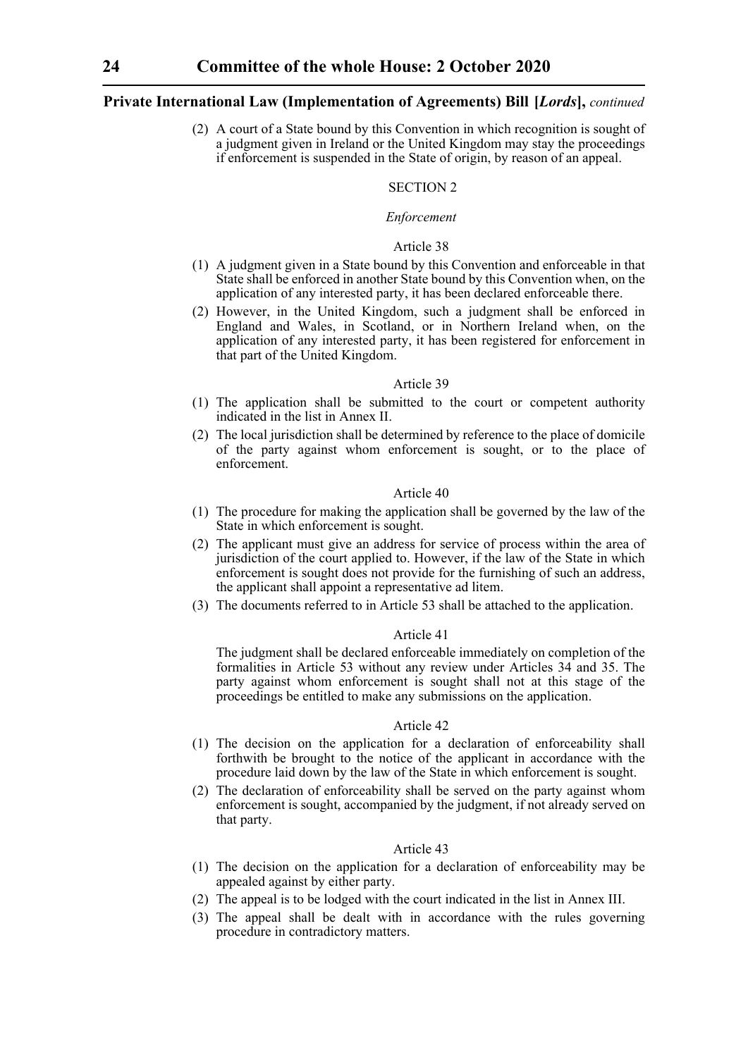(2) A court of a State bound by this Convention in which recognition is sought of a judgment given in Ireland or the United Kingdom may stay the proceedings if enforcement is suspended in the State of origin, by reason of an appeal.

SECTION 2

*Enforcement*

Article 38

(1) A judgment given in a State bound by this Convention and enforceable in that State shall be enforced in another State bound by this Convention when, on the application of any interested party, it has been declared enforceable there.

(2) However, in the United Kingdom, such a judgment shall be enforced in England and Wales, in Scotland, or in Northern Ireland when, on the application of any interested party, it has been registered for enforcement in that part of the United Kingdom.

Article 39

(1) The application shall be submitted to the court or competent authority indicated in the list in Annex II.

(2) The local jurisdiction shall be determined by reference to the place of domicile of the party against whom enforcement is sought, or to the place of enforcement.

Article 40

(1) The procedure for making the application shall be governed by the law of the State in which enforcement is sought.

(2) The applicant must give an address for service of process within the area of jurisdiction of the court applied to. However, if the law of the State in which enforcement is sought does not provide for the furnishing of such an address, the applicant shall appoint a representative ad litem.

(3) The documents referred to in Article 53 shall be attached to the application.

Article 41

The judgment shall be declared enforceable immediately on completion of the formalities in Article 53 without any review under Articles 34 and 35. The party against whom enforcement is sought shall not at this stage of the proceedings be entitled to make any submissions on the application.

Article 42

(1) The decision on the application for a declaration of enforceability shall forthwith be brought to the notice of the applicant in accordance with the procedure laid down by the law of the State in which enforcement is sought.

(2) The declaration of enforceability shall be served on the party against whom enforcement is sought, accompanied by the judgment, if not already served on that party.

Article 43

(1) The decision on the application for a declaration of enforceability may be appealed against by either party.

(2) The appeal is to be lodged with the court indicated in the list in Annex III.

(3) The appeal shall be dealt with in accordance with the rules governing procedure in contradictory matters.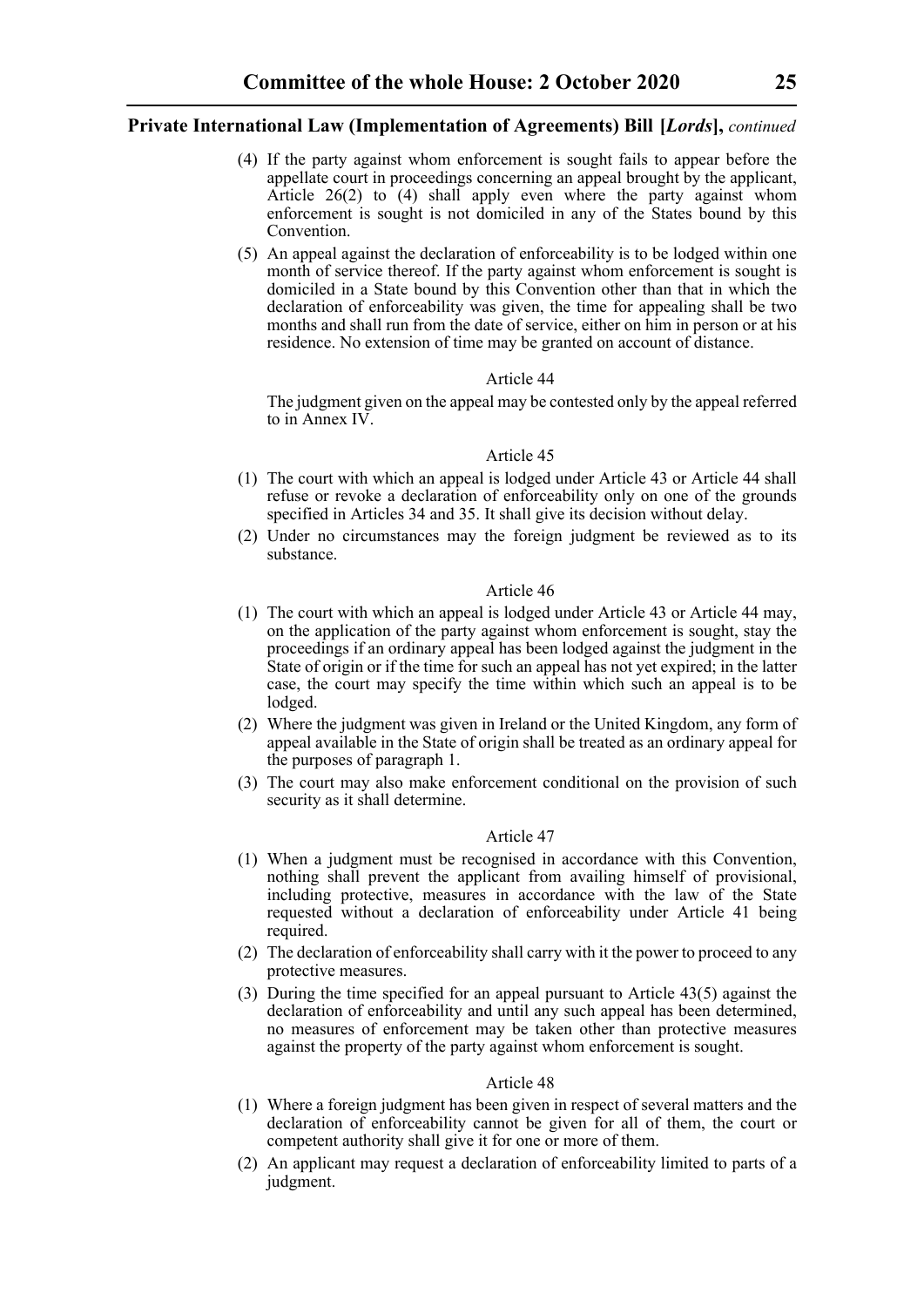(4) If the party against whom enforcement is sought fails to appear before the appellate court in proceedings concerning an appeal brought by the applicant, Article 26(2) to (4) shall apply even where the party against whom enforcement is sought is not domiciled in any of the States bound by this Convention.

(5) An appeal against the declaration of enforceability is to be lodged within one month of service thereof. If the party against whom enforcement is sought is domiciled in a State bound by this Convention other than that in which the declaration of enforceability was given, the time for appealing shall be two months and shall run from the date of service, either on him in person or at his residence. No extension of time may be granted on account of distance.

Article 44

The judgment given on the appeal may be contested only by the appeal referred to in Annex IV.

Article 45

(1) The court with which an appeal is lodged under Article 43 or Article 44 shall refuse or revoke a declaration of enforceability only on one of the grounds specified in Articles 34 and 35. It shall give its decision without delay.

(2) Under no circumstances may the foreign judgment be reviewed as to its substance.

Article 46

(1) The court with which an appeal is lodged under Article 43 or Article 44 may, on the application of the party against whom enforcement is sought, stay the proceedings if an ordinary appeal has been lodged against the judgment in the State of origin or if the time for such an appeal has not yet expired; in the latter case, the court may specify the time within which such an appeal is to be lodged.

(2) Where the judgment was given in Ireland or the United Kingdom, any form of appeal available in the State of origin shall be treated as an ordinary appeal for the purposes of paragraph 1.

(3) The court may also make enforcement conditional on the provision of such security as it shall determine.

Article 47

(1) When a judgment must be recognised in accordance with this Convention, nothing shall prevent the applicant from availing himself of provisional, including protective, measures in accordance with the law of the State requested without a declaration of enforceability under Article 41 being required.

(2) The declaration of enforceability shall carry with it the power to proceed to any protective measures.

(3) During the time specified for an appeal pursuant to Article 43(5) against the declaration of enforceability and until any such appeal has been determined, no measures of enforcement may be taken other than protective measures against the property of the party against whom enforcement is sought.

Article 48

(1) Where a foreign judgment has been given in respect of several matters and the declaration of enforceability cannot be given for all of them, the court or competent authority shall give it for one or more of them.

(2) An applicant may request a declaration of enforceability limited to parts of a judgment.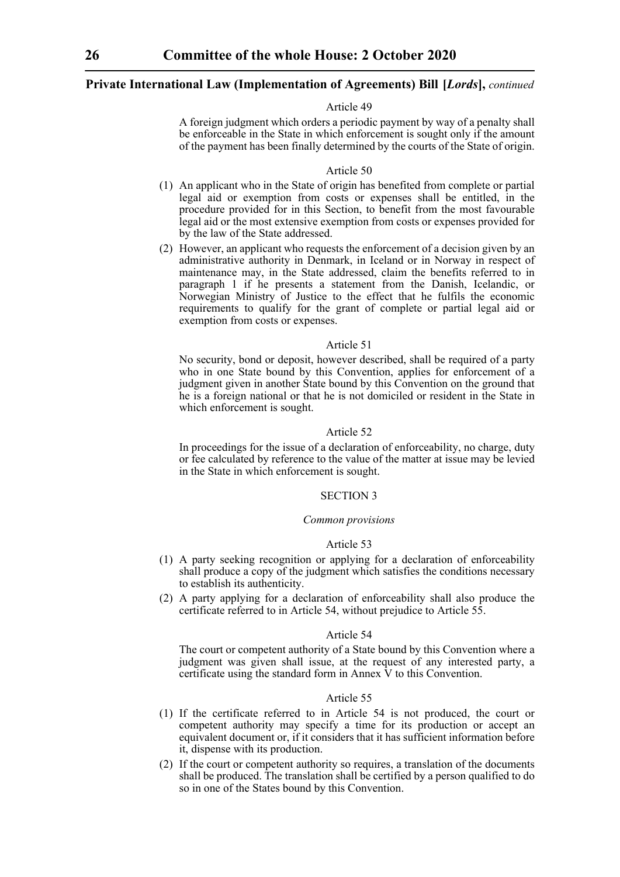Article 49

A foreign judgment which orders a periodic payment by way of a penalty shall be enforceable in the State in which enforcement is sought only if the amount of the payment has been finally determined by the courts of the State of origin.

Article 50

(1) An applicant who in the State of origin has benefited from complete or partial legal aid or exemption from costs or expenses shall be entitled, in the procedure provided for in this Section, to benefit from the most favourable legal aid or the most extensive exemption from costs or expenses provided for by the law of the State addressed.

(2) However, an applicant who requests the enforcement of a decision given by an administrative authority in Denmark, in Iceland or in Norway in respect of maintenance may, in the State addressed, claim the benefits referred to in paragraph 1 if he presents a statement from the Danish, Icelandic, or Norwegian Ministry of Justice to the effect that he fulfils the economic requirements to qualify for the grant of complete or partial legal aid or exemption from costs or expenses.

Article 51

No security, bond or deposit, however described, shall be required of a party who in one State bound by this Convention, applies for enforcement of a judgment given in another State bound by this Convention on the ground that he is a foreign national or that he is not domiciled or resident in the State in which enforcement is sought.

Article 52

In proceedings for the issue of a declaration of enforceability, no charge, duty or fee calculated by reference to the value of the matter at issue may be levied in the State in which enforcement is sought.

SECTION 3

*Common provisions*

Article 53

(1) A party seeking recognition or applying for a declaration of enforceability shall produce a copy of the judgment which satisfies the conditions necessary to establish its authenticity.

(2) A party applying for a declaration of enforceability shall also produce the certificate referred to in Article 54, without prejudice to Article 55.

Article 54

The court or competent authority of a State bound by this Convention where a judgment was given shall issue, at the request of any interested party, a certificate using the standard form in Annex V to this Convention.

Article 55

(1) If the certificate referred to in Article 54 is not produced, the court or competent authority may specify a time for its production or accept an equivalent document or, if it considers that it has sufficient information before it, dispense with its production.

(2) If the court or competent authority so requires, a translation of the documents shall be produced. The translation shall be certified by a person qualified to do so in one of the States bound by this Convention.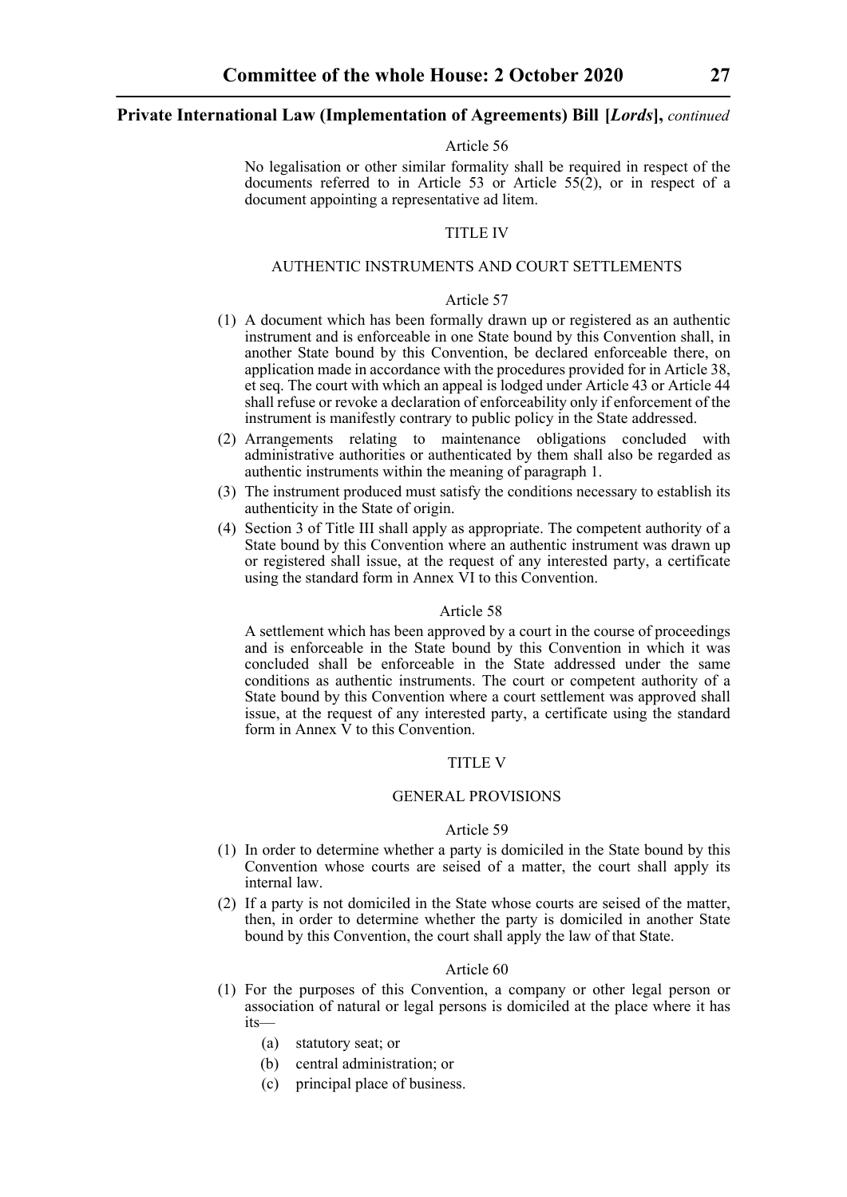Article 56

No legalisation or other similar formality shall be required in respect of the documents referred to in Article 53 or Article 55(2), or in respect of a document appointing a representative ad litem.

TITLE IV

AUTHENTIC INSTRUMENTS AND COURT SETTLEMENTS

Article 57

(1) A document which has been formally drawn up or registered as an authentic instrument and is enforceable in one State bound by this Convention shall, in another State bound by this Convention, be declared enforceable there, on application made in accordance with the procedures provided for in Article 38, et seq. The court with which an appeal is lodged under Article 43 or Article 44 shall refuse or revoke a declaration of enforceability only if enforcement of the instrument is manifestly contrary to public policy in the State addressed.

(2) Arrangements relating to maintenance obligations concluded with administrative authorities or authenticated by them shall also be regarded as authentic instruments within the meaning of paragraph 1.

(3) The instrument produced must satisfy the conditions necessary to establish its authenticity in the State of origin.

(4) Section 3 of Title III shall apply as appropriate. The competent authority of a State bound by this Convention where an authentic instrument was drawn up or registered shall issue, at the request of any interested party, a certificate using the standard form in Annex VI to this Convention.

Article 58

A settlement which has been approved by a court in the course of proceedings and is enforceable in the State bound by this Convention in which it was concluded shall be enforceable in the State addressed under the same conditions as authentic instruments. The court or competent authority of a State bound by this Convention where a court settlement was approved shall issue, at the request of any interested party, a certificate using the standard form in Annex V to this Convention.

TITLE V

GENERAL PROVISIONS

Article 59

(1) In order to determine whether a party is domiciled in the State bound by this Convention whose courts are seised of a matter, the court shall apply its internal law.

(2) If a party is not domiciled in the State whose courts are seised of the matter, then, in order to determine whether the party is domiciled in another State bound by this Convention, the court shall apply the law of that State.

Article 60

(1) For the purposes of this Convention, a company or other legal person or association of natural or legal persons is domiciled at the place where it has its—

(a) statutory seat; or

(b) central administration; or

(c) principal place of business.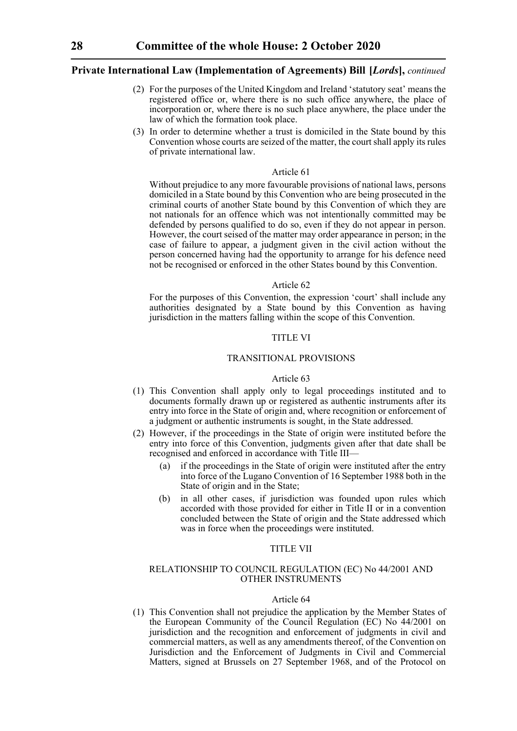(2) For the purposes of the United Kingdom and Ireland 'statutory seat' means the registered office or, where there is no such office anywhere, the place of incorporation or, where there is no such place anywhere, the place under the law of which the formation took place.

(3) In order to determine whether a trust is domiciled in the State bound by this Convention whose courts are seized of the matter, the court shall apply its rules of private international law.

Article 61

Without prejudice to any more favourable provisions of national laws, persons domiciled in a State bound by this Convention who are being prosecuted in the criminal courts of another State bound by this Convention of which they are not nationals for an offence which was not intentionally committed may be defended by persons qualified to do so, even if they do not appear in person. However, the court seised of the matter may order appearance in person; in the case of failure to appear, a judgment given in the civil action without the person concerned having had the opportunity to arrange for his defence need not be recognised or enforced in the other States bound by this Convention.

Article 62

For the purposes of this Convention, the expression 'court' shall include any authorities designated by a State bound by this Convention as having jurisdiction in the matters falling within the scope of this Convention.

TITLE VI

TRANSITIONAL PROVISIONS

Article 63

(1) This Convention shall apply only to legal proceedings instituted and to documents formally drawn up or registered as authentic instruments after its entry into force in the State of origin and, where recognition or enforcement of a judgment or authentic instruments is sought, in the State addressed.

(2) However, if the proceedings in the State of origin were instituted before the entry into force of this Convention, judgments given after that date shall be recognised and enforced in accordance with Title III—

(a) if the proceedings in the State of origin were instituted after the entry into force of the Lugano Convention of 16 September 1988 both in the State of origin and in the State;

(b) in all other cases, if jurisdiction was founded upon rules which accorded with those provided for either in Title II or in a convention concluded between the State of origin and the State addressed which was in force when the proceedings were instituted.

TITLE VII

RELATIONSHIP TO COUNCIL REGULATION (EC) No 44/2001 AND OTHER INSTRUMENTS

Article 64

(1) This Convention shall not prejudice the application by the Member States of the European Community of the Council Regulation (EC) No 44/2001 on jurisdiction and the recognition and enforcement of judgments in civil and commercial matters, as well as any amendments thereof, of the Convention on Jurisdiction and the Enforcement of Judgments in Civil and Commercial Matters, signed at Brussels on 27 September 1968, and of the Protocol on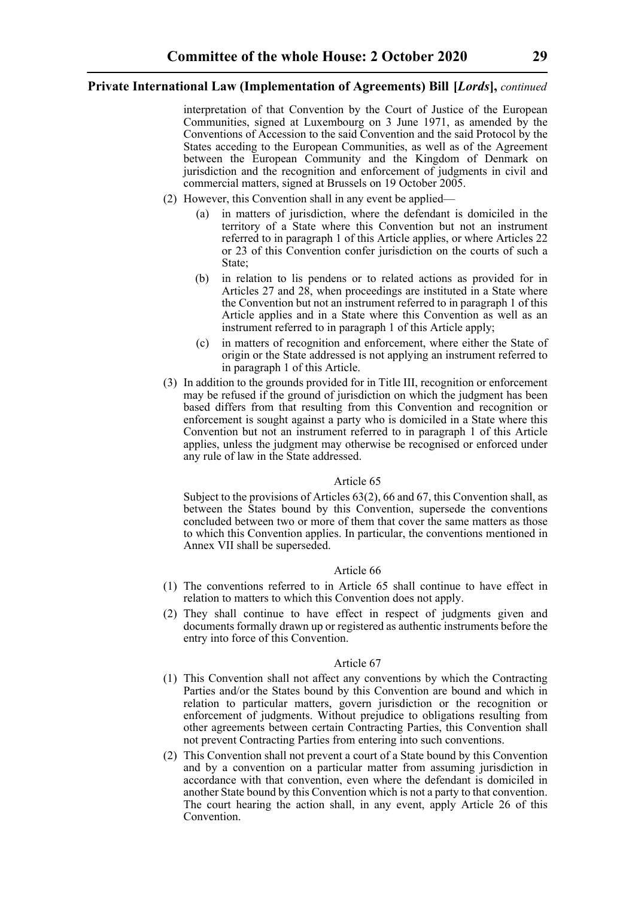interpretation of that Convention by the Court of Justice of the European Communities, signed at Luxembourg on 3 June 1971, as amended by the Conventions of Accession to the said Convention and the said Protocol by the States acceding to the European Communities, as well as of the Agreement between the European Community and the Kingdom of Denmark on jurisdiction and the recognition and enforcement of judgments in civil and commercial matters, signed at Brussels on 19 October 2005.

(2) However, this Convention shall in any event be applied—

(a) in matters of jurisdiction, where the defendant is domiciled in the territory of a State where this Convention but not an instrument referred to in paragraph 1 of this Article applies, or where Articles 22 or 23 of this Convention confer jurisdiction on the courts of such a State;

(b) in relation to lis pendens or to related actions as provided for in Articles 27 and 28, when proceedings are instituted in a State where the Convention but not an instrument referred to in paragraph 1 of this Article applies and in a State where this Convention as well as an instrument referred to in paragraph 1 of this Article apply;

(c) in matters of recognition and enforcement, where either the State of origin or the State addressed is not applying an instrument referred to in paragraph 1 of this Article.

(3) In addition to the grounds provided for in Title III, recognition or enforcement may be refused if the ground of jurisdiction on which the judgment has been based differs from that resulting from this Convention and recognition or enforcement is sought against a party who is domiciled in a State where this Convention but not an instrument referred to in paragraph 1 of this Article applies, unless the judgment may otherwise be recognised or enforced under any rule of law in the State addressed.

Article 65

Subject to the provisions of Articles 63(2), 66 and 67, this Convention shall, as between the States bound by this Convention, supersede the conventions concluded between two or more of them that cover the same matters as those to which this Convention applies. In particular, the conventions mentioned in Annex VII shall be superseded.

Article 66

(1) The conventions referred to in Article 65 shall continue to have effect in relation to matters to which this Convention does not apply.

(2) They shall continue to have effect in respect of judgments given and documents formally drawn up or registered as authentic instruments before the entry into force of this Convention.

Article 67

(1) This Convention shall not affect any conventions by which the Contracting Parties and/or the States bound by this Convention are bound and which in relation to particular matters, govern jurisdiction or the recognition or enforcement of judgments. Without prejudice to obligations resulting from other agreements between certain Contracting Parties, this Convention shall not prevent Contracting Parties from entering into such conventions.

(2) This Convention shall not prevent a court of a State bound by this Convention and by a convention on a particular matter from assuming jurisdiction in accordance with that convention, even where the defendant is domiciled in another State bound by this Convention which is not a party to that convention. The court hearing the action shall, in any event, apply Article 26 of this Convention.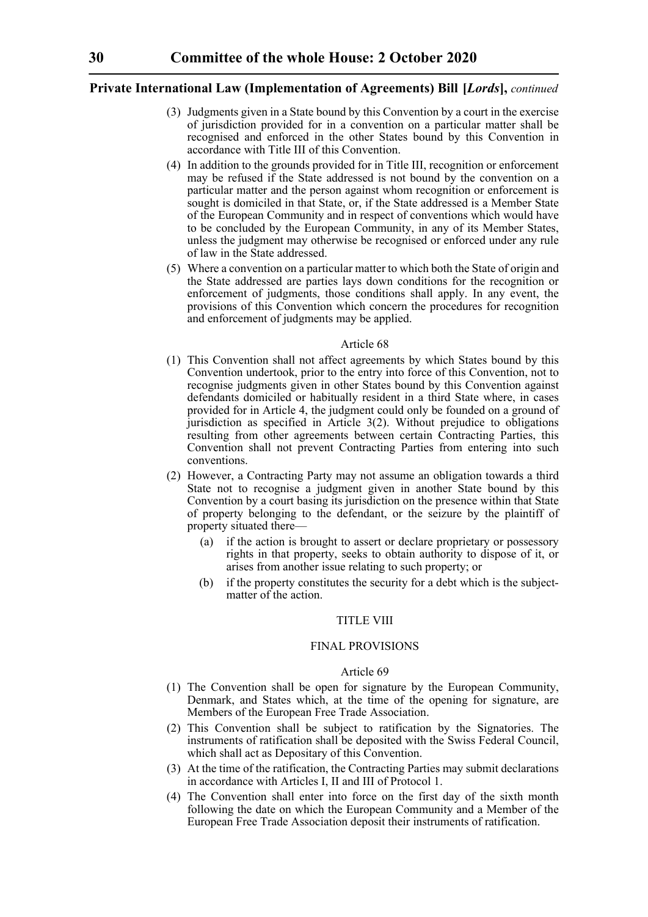(3) Judgments given in a State bound by this Convention by a court in the exercise of jurisdiction provided for in a convention on a particular matter shall be recognised and enforced in the other States bound by this Convention in accordance with Title III of this Convention.

(4) In addition to the grounds provided for in Title III, recognition or enforcement may be refused if the State addressed is not bound by the convention on a particular matter and the person against whom recognition or enforcement is sought is domiciled in that State, or, if the State addressed is a Member State of the European Community and in respect of conventions which would have to be concluded by the European Community, in any of its Member States, unless the judgment may otherwise be recognised or enforced under any rule of law in the State addressed.

(5) Where a convention on a particular matter to which both the State of origin and the State addressed are parties lays down conditions for the recognition or enforcement of judgments, those conditions shall apply. In any event, the provisions of this Convention which concern the procedures for recognition and enforcement of judgments may be applied.

Article 68

(1) This Convention shall not affect agreements by which States bound by this Convention undertook, prior to the entry into force of this Convention, not to recognise judgments given in other States bound by this Convention against defendants domiciled or habitually resident in a third State where, in cases provided for in Article 4, the judgment could only be founded on a ground of jurisdiction as specified in Article 3(2). Without prejudice to obligations resulting from other agreements between certain Contracting Parties, this Convention shall not prevent Contracting Parties from entering into such conventions.

(2) However, a Contracting Party may not assume an obligation towards a third State not to recognise a judgment given in another State bound by this Convention by a court basing its jurisdiction on the presence within that State of property belonging to the defendant, or the seizure by the plaintiff of property situated there—

(a) if the action is brought to assert or declare proprietary or possessory rights in that property, seeks to obtain authority to dispose of it, or arises from another issue relating to such property; or

(b) if the property constitutes the security for a debt which is the subject-matter of the action.

TITLE VIII

FINAL PROVISIONS

Article 69

(1) The Convention shall be open for signature by the European Community, Denmark, and States which, at the time of the opening for signature, are Members of the European Free Trade Association.

(2) This Convention shall be subject to ratification by the Signatories. The instruments of ratification shall be deposited with the Swiss Federal Council, which shall act as Depositary of this Convention.

(3) At the time of the ratification, the Contracting Parties may submit declarations in accordance with Articles I, II and III of Protocol 1.

(4) The Convention shall enter into force on the first day of the sixth month following the date on which the European Community and a Member of the European Free Trade Association deposit their instruments of ratification.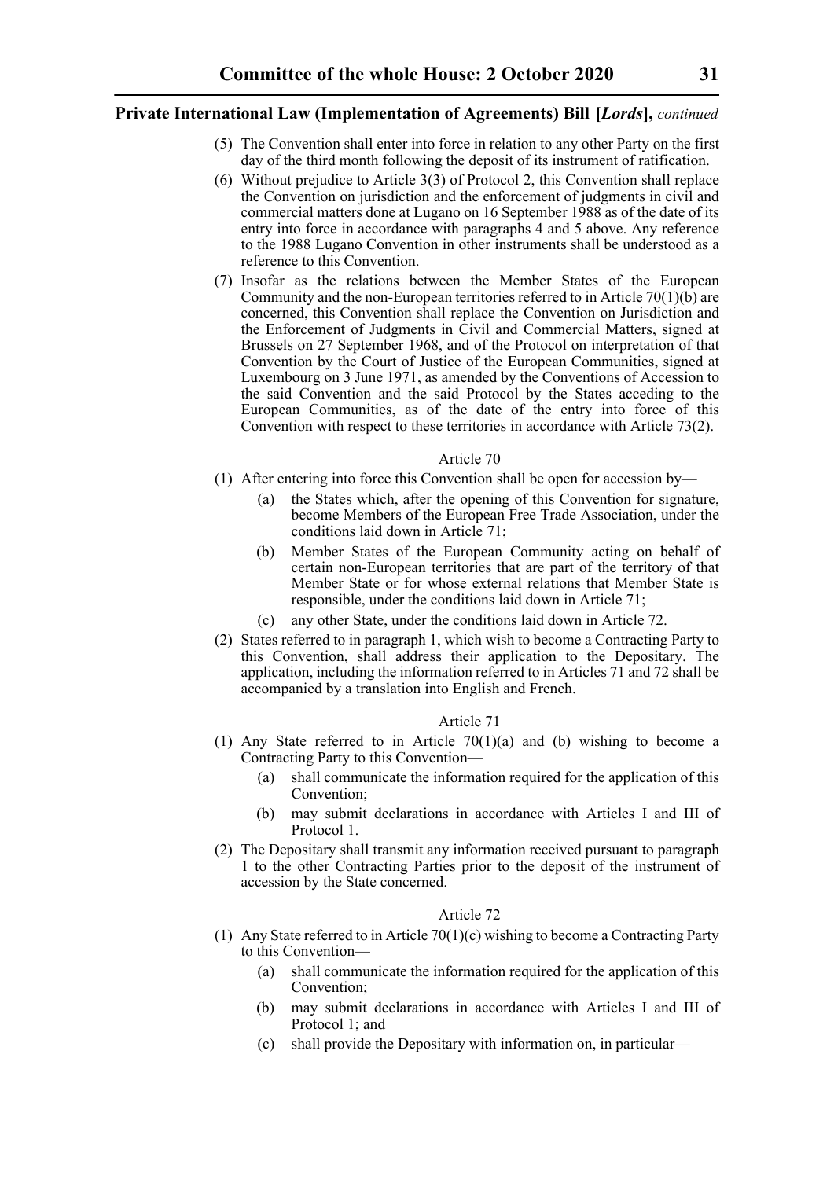(5) The Convention shall enter into force in relation to any other Party on the first day of the third month following the deposit of its instrument of ratification.

(6) Without prejudice to Article 3(3) of Protocol 2, this Convention shall replace the Convention on jurisdiction and the enforcement of judgments in civil and commercial matters done at Lugano on 16 September 1988 as of the date of its entry into force in accordance with paragraphs 4 and 5 above. Any reference to the 1988 Lugano Convention in other instruments shall be understood as a reference to this Convention.

(7) Insofar as the relations between the Member States of the European Community and the non-European territories referred to in Article 70(1)(b) are concerned, this Convention shall replace the Convention on Jurisdiction and the Enforcement of Judgments in Civil and Commercial Matters, signed at Brussels on 27 September 1968, and of the Protocol on interpretation of that Convention by the Court of Justice of the European Communities, signed at Luxembourg on 3 June 1971, as amended by the Conventions of Accession to the said Convention and the said Protocol by the States acceding to the European Communities, as of the date of the entry into force of this Convention with respect to these territories in accordance with Article 73(2).

Article 70

(1) After entering into force this Convention shall be open for accession by—

- (a) the States which, after the opening of this Convention for signature, become Members of the European Free Trade Association, under the conditions laid down in Article 71;
- (b) Member States of the European Community acting on behalf of certain non-European territories that are part of the territory of that Member State or for whose external relations that Member State is responsible, under the conditions laid down in Article 71;
- (c) any other State, under the conditions laid down in Article 72.

(2) States referred to in paragraph 1, which wish to become a Contracting Party to this Convention, shall address their application to the Depositary. The application, including the information referred to in Articles 71 and 72 shall be accompanied by a translation into English and French.

Article 71

(1) Any State referred to in Article 70(1)(a) and (b) wishing to become a Contracting Party to this Convention—

- (a) shall communicate the information required for the application of this Convention;
- (b) may submit declarations in accordance with Articles I and III of Protocol 1.

(2) The Depositary shall transmit any information received pursuant to paragraph 1 to the other Contracting Parties prior to the deposit of the instrument of accession by the State concerned.

Article 72

(1) Any State referred to in Article 70(1)(c) wishing to become a Contracting Party to this Convention—

- (a) shall communicate the information required for the application of this Convention;
- (b) may submit declarations in accordance with Articles I and III of Protocol 1; and
- (c) shall provide the Depositary with information on, in particular—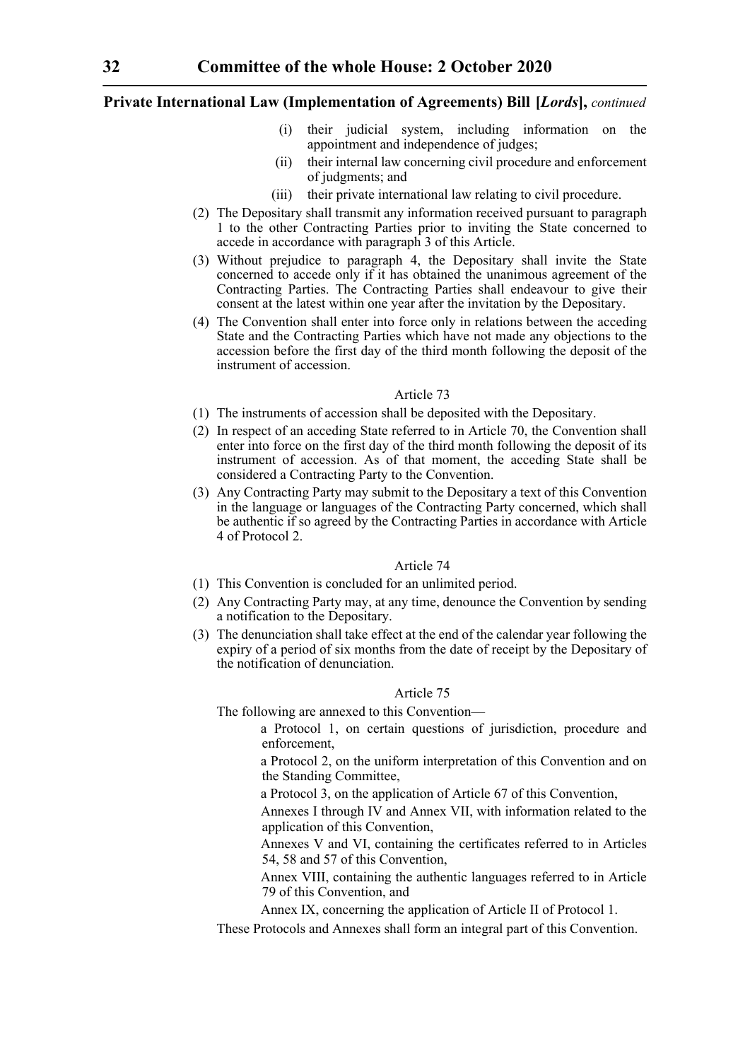(i) their judicial system, including information on the appointment and independence of judges;

(ii) their internal law concerning civil procedure and enforcement of judgments; and

(iii) their private international law relating to civil procedure.

(2) The Depositary shall transmit any information received pursuant to paragraph 1 to the other Contracting Parties prior to inviting the State concerned to accede in accordance with paragraph 3 of this Article.

(3) Without prejudice to paragraph 4, the Depositary shall invite the State concerned to accede only if it has obtained the unanimous agreement of the Contracting Parties. The Contracting Parties shall endeavour to give their consent at the latest within one year after the invitation by the Depositary.

(4) The Convention shall enter into force only in relations between the acceding State and the Contracting Parties which have not made any objections to the accession before the first day of the third month following the deposit of the instrument of accession.

Article 73

(1) The instruments of accession shall be deposited with the Depositary.

(2) In respect of an acceding State referred to in Article 70, the Convention shall enter into force on the first day of the third month following the deposit of its instrument of accession. As of that moment, the acceding State shall be considered a Contracting Party to the Convention.

(3) Any Contracting Party may submit to the Depositary a text of this Convention in the language or languages of the Contracting Party concerned, which shall be authentic if so agreed by the Contracting Parties in accordance with Article 4 of Protocol 2.

Article 74

(1) This Convention is concluded for an unlimited period.

(2) Any Contracting Party may, at any time, denounce the Convention by sending a notification to the Depositary.

(3) The denunciation shall take effect at the end of the calendar year following the expiry of a period of six months from the date of receipt by the Depositary of the notification of denunciation.

Article 75

The following are annexed to this Convention—

a Protocol 1, on certain questions of jurisdiction, procedure and enforcement,

a Protocol 2, on the uniform interpretation of this Convention and on the Standing Committee,

a Protocol 3, on the application of Article 67 of this Convention,

Annexes I through IV and Annex VII, with information related to the application of this Convention,

Annexes V and VI, containing the certificates referred to in Articles 54, 58 and 57 of this Convention,

Annex VIII, containing the authentic languages referred to in Article 79 of this Convention, and

Annex IX, concerning the application of Article II of Protocol 1.

These Protocols and Annexes shall form an integral part of this Convention.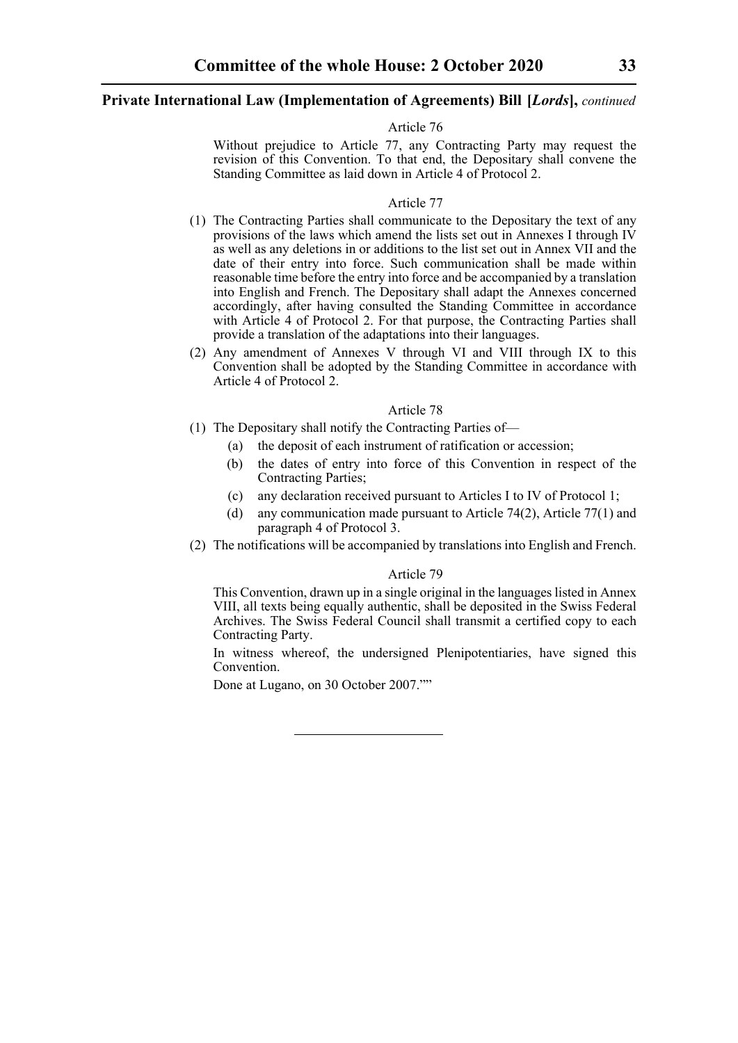Article 76

Without prejudice to Article 77, any Contracting Party may request the revision of this Convention. To that end, the Depositary shall convene the Standing Committee as laid down in Article 4 of Protocol 2.

Article 77

(1) The Contracting Parties shall communicate to the Depositary the text of any provisions of the laws which amend the lists set out in Annexes I through IV as well as any deletions in or additions to the list set out in Annex VII and the date of their entry into force. Such communication shall be made within reasonable time before the entry into force and be accompanied by a translation into English and French. The Depositary shall adapt the Annexes concerned accordingly, after having consulted the Standing Committee in accordance with Article 4 of Protocol 2. For that purpose, the Contracting Parties shall provide a translation of the adaptations into their languages.

(2) Any amendment of Annexes V through VI and VIII through IX to this Convention shall be adopted by the Standing Committee in accordance with Article 4 of Protocol 2.

Article 78

(1) The Depositary shall notify the Contracting Parties of—

   (a) the deposit of each instrument of ratification or accession;

   (b) the dates of entry into force of this Convention in respect of the Contracting Parties;

   (c) any declaration received pursuant to Articles I to IV of Protocol 1;

   (d) any communication made pursuant to Article 74(2), Article 77(1) and paragraph 4 of Protocol 3.

(2) The notifications will be accompanied by translations into English and French.

Article 79

This Convention, drawn up in a single original in the languages listed in Annex VIII, all texts being equally authentic, shall be deposited in the Swiss Federal Archives. The Swiss Federal Council shall transmit a certified copy to each Contracting Party.

In witness whereof, the undersigned Plenipotentiaries, have signed this Convention.

Done at Lugano, on 30 October 2007.””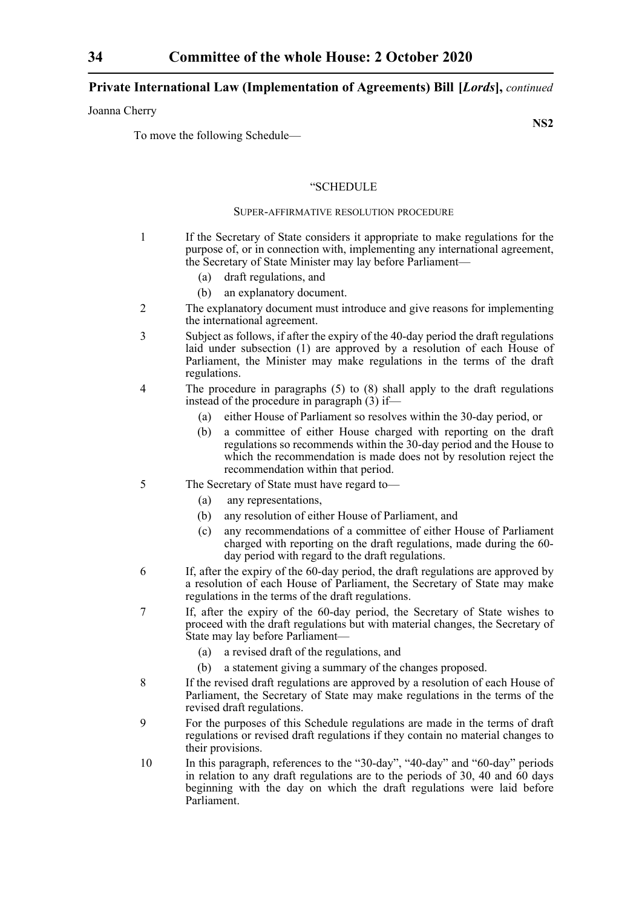**Private International Law (Implementation of Agreements) Bill [*Lords*],** *continued*

Joanna Cherry

**NS2**

To move the following Schedule—

"SCHEDULE

SUPER-AFFIRMATIVE RESOLUTION PROCEDURE

1 If the Secretary of State considers it appropriate to make regulations for the purpose of, or in connection with, implementing any international agreement, the Secretary of State Minister may lay before Parliament—

(a) draft regulations, and

(b) an explanatory document.

2 The explanatory document must introduce and give reasons for implementing the international agreement.

3 Subject as follows, if after the expiry of the 40-day period the draft regulations laid under subsection (1) are approved by a resolution of each House of Parliament, the Minister may make regulations in the terms of the draft regulations.

4 The procedure in paragraphs (5) to (8) shall apply to the draft regulations instead of the procedure in paragraph (3) if—

(a) either House of Parliament so resolves within the 30-day period, or

(b) a committee of either House charged with reporting on the draft regulations so recommends within the 30-day period and the House to which the recommendation is made does not by resolution reject the recommendation within that period.

5 The Secretary of State must have regard to—

(a) any representations,

(b) any resolution of either House of Parliament, and

(c) any recommendations of a committee of either House of Parliament charged with reporting on the draft regulations, made during the 60-day period with regard to the draft regulations.

6 If, after the expiry of the 60-day period, the draft regulations are approved by a resolution of each House of Parliament, the Secretary of State may make regulations in the terms of the draft regulations.

7 If, after the expiry of the 60-day period, the Secretary of State wishes to proceed with the draft regulations but with material changes, the Secretary of State may lay before Parliament—

(a) a revised draft of the regulations, and

(b) a statement giving a summary of the changes proposed.

8 If the revised draft regulations are approved by a resolution of each House of Parliament, the Secretary of State may make regulations in the terms of the revised draft regulations.

9 For the purposes of this Schedule regulations are made in the terms of draft regulations or revised draft regulations if they contain no material changes to their provisions.

10 In this paragraph, references to the "30-day", "40-day" and "60-day" periods in relation to any draft regulations are to the periods of 30, 40 and 60 days beginning with the day on which the draft regulations were laid before Parliament.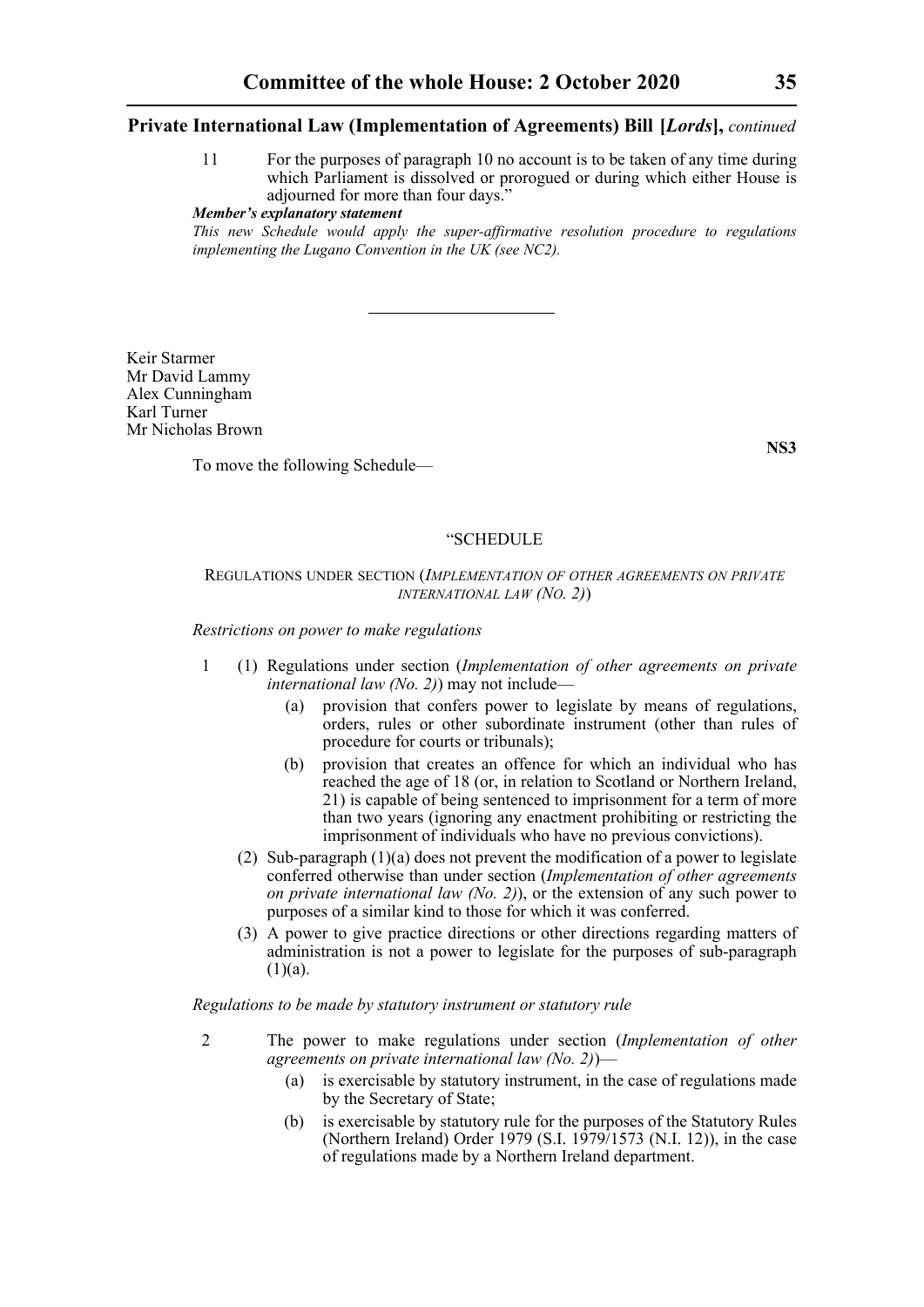11 For the purposes of paragraph 10 no account is to be taken of any time during which Parliament is dissolved or prorogued or during which either House is adjourned for more than four days."

***Member's explanatory statement***

*This new Schedule would apply the super-affirmative resolution procedure to regulations implementing the Lugano Convention in the UK (see NC2).*

---

Keir Starmer
Mr David Lammy
Alex Cunningham
Karl Turner
Mr Nicholas Brown

**NS3**

To move the following Schedule—

"SCHEDULE

REGULATIONS UNDER SECTION (*IMPLEMENTATION OF OTHER AGREEMENTS ON PRIVATE INTERNATIONAL LAW (NO. 2)*)

*Restrictions on power to make regulations*

1 (1) Regulations under section (*Implementation of other agreements on private international law (No. 2)*) may not include—

(a) provision that confers power to legislate by means of regulations, orders, rules or other subordinate instrument (other than rules of procedure for courts or tribunals);

(b) provision that creates an offence for which an individual who has reached the age of 18 (or, in relation to Scotland or Northern Ireland, 21) is capable of being sentenced to imprisonment for a term of more than two years (ignoring any enactment prohibiting or restricting the imprisonment of individuals who have no previous convictions).

(2) Sub-paragraph (1)(a) does not prevent the modification of a power to legislate conferred otherwise than under section (*Implementation of other agreements on private international law (No. 2)*), or the extension of any such power to purposes of a similar kind to those for which it was conferred.

(3) A power to give practice directions or other directions regarding matters of administration is not a power to legislate for the purposes of sub-paragraph (1)(a).

*Regulations to be made by statutory instrument or statutory rule*

2 The power to make regulations under section (*Implementation of other agreements on private international law (No. 2)*)—

(a) is exercisable by statutory instrument, in the case of regulations made by the Secretary of State;

(b) is exercisable by statutory rule for the purposes of the Statutory Rules (Northern Ireland) Order 1979 (S.I. 1979/1573 (N.I. 12)), in the case of regulations made by a Northern Ireland department.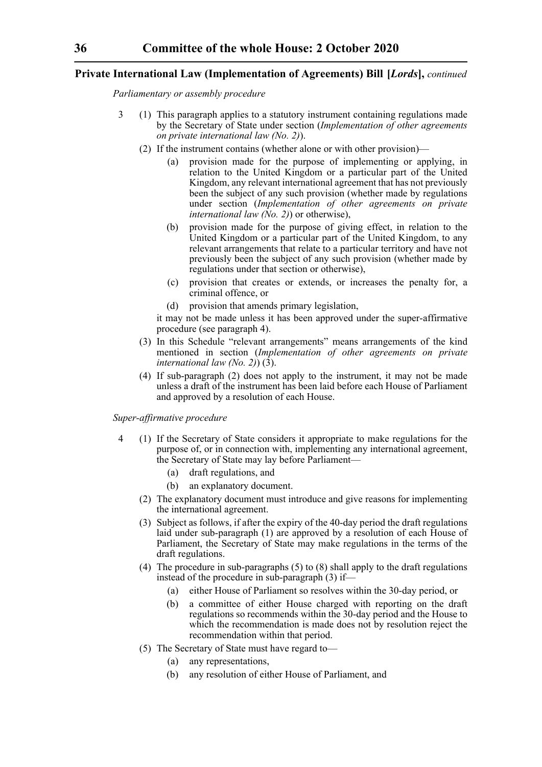*Parliamentary or assembly procedure*

3 (1) This paragraph applies to a statutory instrument containing regulations made by the Secretary of State under section (*Implementation of other agreements on private international law (No. 2)*).

(2) If the instrument contains (whether alone or with other provision)—

- (a) provision made for the purpose of implementing or applying, in relation to the United Kingdom or a particular part of the United Kingdom, any relevant international agreement that has not previously been the subject of any such provision (whether made by regulations under section (*Implementation of other agreements on private international law (No. 2)*) or otherwise),
- (b) provision made for the purpose of giving effect, in relation to the United Kingdom or a particular part of the United Kingdom, to any relevant arrangements that relate to a particular territory and have not previously been the subject of any such provision (whether made by regulations under that section or otherwise),
- (c) provision that creates or extends, or increases the penalty for, a criminal offence, or
- (d) provision that amends primary legislation,

it may not be made unless it has been approved under the super-affirmative procedure (see paragraph 4).

(3) In this Schedule "relevant arrangements" means arrangements of the kind mentioned in section (*Implementation of other agreements on private international law (No. 2)*) (3).

(4) If sub-paragraph (2) does not apply to the instrument, it may not be made unless a draft of the instrument has been laid before each House of Parliament and approved by a resolution of each House.

*Super-affirmative procedure*

4 (1) If the Secretary of State considers it appropriate to make regulations for the purpose of, or in connection with, implementing any international agreement, the Secretary of State may lay before Parliament—

- (a) draft regulations, and
- (b) an explanatory document.

(2) The explanatory document must introduce and give reasons for implementing the international agreement.

(3) Subject as follows, if after the expiry of the 40-day period the draft regulations laid under sub-paragraph (1) are approved by a resolution of each House of Parliament, the Secretary of State may make regulations in the terms of the draft regulations.

(4) The procedure in sub-paragraphs (5) to (8) shall apply to the draft regulations instead of the procedure in sub-paragraph (3) if—

- (a) either House of Parliament so resolves within the 30-day period, or
- (b) a committee of either House charged with reporting on the draft regulations so recommends within the 30-day period and the House to which the recommendation is made does not by resolution reject the recommendation within that period.

(5) The Secretary of State must have regard to—

- (a) any representations,
- (b) any resolution of either House of Parliament, and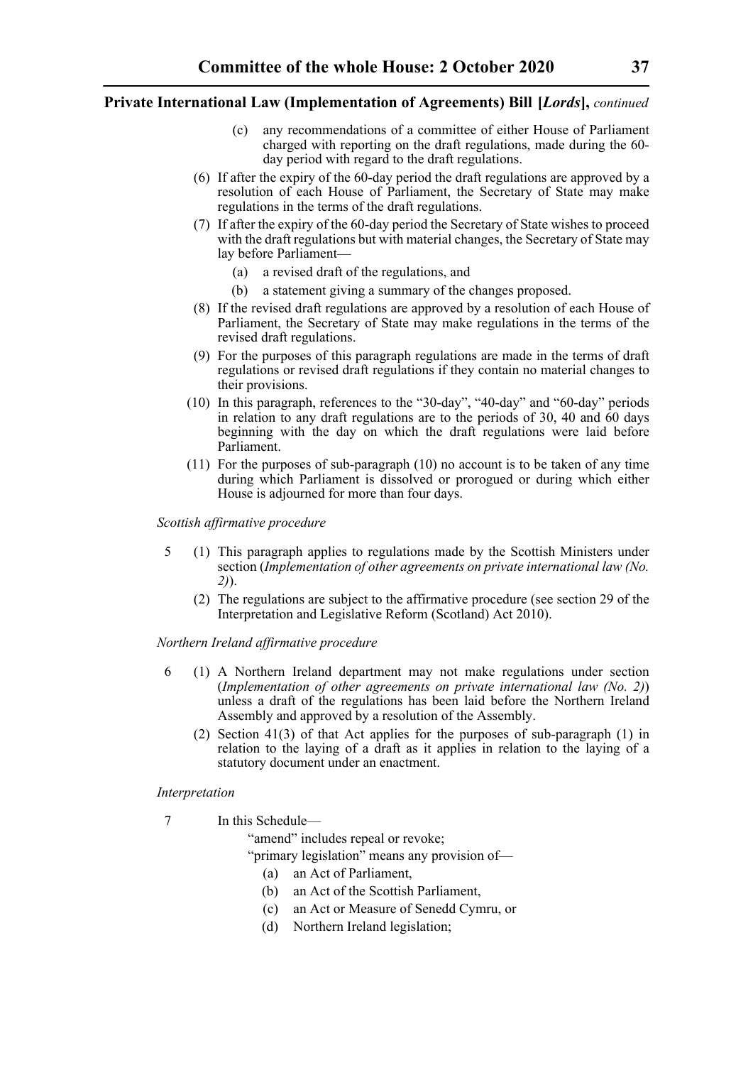(c) any recommendations of a committee of either House of Parliament charged with reporting on the draft regulations, made during the 60-day period with regard to the draft regulations.

(6) If after the expiry of the 60-day period the draft regulations are approved by a resolution of each House of Parliament, the Secretary of State may make regulations in the terms of the draft regulations.

(7) If after the expiry of the 60-day period the Secretary of State wishes to proceed with the draft regulations but with material changes, the Secretary of State may lay before Parliament—

(a) a revised draft of the regulations, and

(b) a statement giving a summary of the changes proposed.

(8) If the revised draft regulations are approved by a resolution of each House of Parliament, the Secretary of State may make regulations in the terms of the revised draft regulations.

(9) For the purposes of this paragraph regulations are made in the terms of draft regulations or revised draft regulations if they contain no material changes to their provisions.

(10) In this paragraph, references to the "30-day", "40-day" and "60-day" periods in relation to any draft regulations are to the periods of 30, 40 and 60 days beginning with the day on which the draft regulations were laid before Parliament.

(11) For the purposes of sub-paragraph (10) no account is to be taken of any time during which Parliament is dissolved or prorogued or during which either House is adjourned for more than four days.

*Scottish affirmative procedure*

5 (1) This paragraph applies to regulations made by the Scottish Ministers under section (*Implementation of other agreements on private international law (No. 2)*).

(2) The regulations are subject to the affirmative procedure (see section 29 of the Interpretation and Legislative Reform (Scotland) Act 2010).

*Northern Ireland affirmative procedure*

6 (1) A Northern Ireland department may not make regulations under section (*Implementation of other agreements on private international law (No. 2)*) unless a draft of the regulations has been laid before the Northern Ireland Assembly and approved by a resolution of the Assembly.

(2) Section 41(3) of that Act applies for the purposes of sub-paragraph (1) in relation to the laying of a draft as it applies in relation to the laying of a statutory document under an enactment.

*Interpretation*

7 In this Schedule—

"amend" includes repeal or revoke;

"primary legislation" means any provision of—

(a) an Act of Parliament,

(b) an Act of the Scottish Parliament,

(c) an Act or Measure of Senedd Cymru, or

(d) Northern Ireland legislation;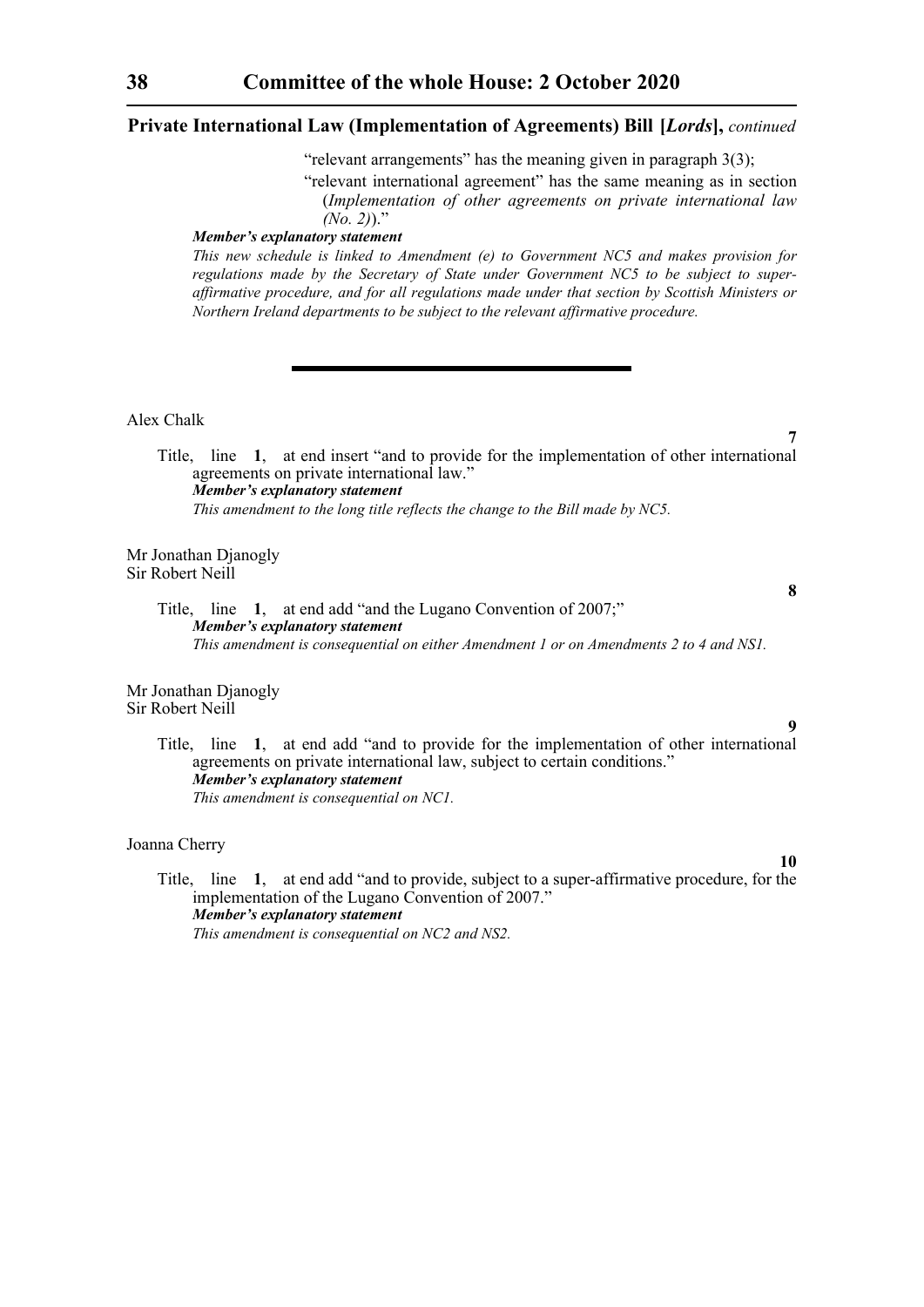"relevant arrangements" has the meaning given in paragraph 3(3);

"relevant international agreement" has the same meaning as in section (*Implementation of other agreements on private international law (No. 2)*)."

***Member's explanatory statement***

*This new schedule is linked to Amendment (e) to Government NC5 and makes provision for regulations made by the Secretary of State under Government NC5 to be subject to super-affirmative procedure, and for all regulations made under that section by Scottish Ministers or Northern Ireland departments to be subject to the relevant affirmative procedure.*

---

Alex Chalk

**7**

Title, line **1**, at end insert "and to provide for the implementation of other international agreements on private international law."

***Member's explanatory statement***

*This amendment to the long title reflects the change to the Bill made by NC5.*

Mr Jonathan Djanogly
Sir Robert Neill

**8**

Title, line **1**, at end add "and the Lugano Convention of 2007;"

***Member's explanatory statement***

*This amendment is consequential on either Amendment 1 or on Amendments 2 to 4 and NS1.*

Mr Jonathan Djanogly
Sir Robert Neill

**9**

Title, line **1**, at end add "and to provide for the implementation of other international agreements on private international law, subject to certain conditions."

***Member's explanatory statement***

*This amendment is consequential on NC1.*

Joanna Cherry

**10**

Title, line **1**, at end add "and to provide, subject to a super-affirmative procedure, for the implementation of the Lugano Convention of 2007."

***Member's explanatory statement***

*This amendment is consequential on NC2 and NS2.*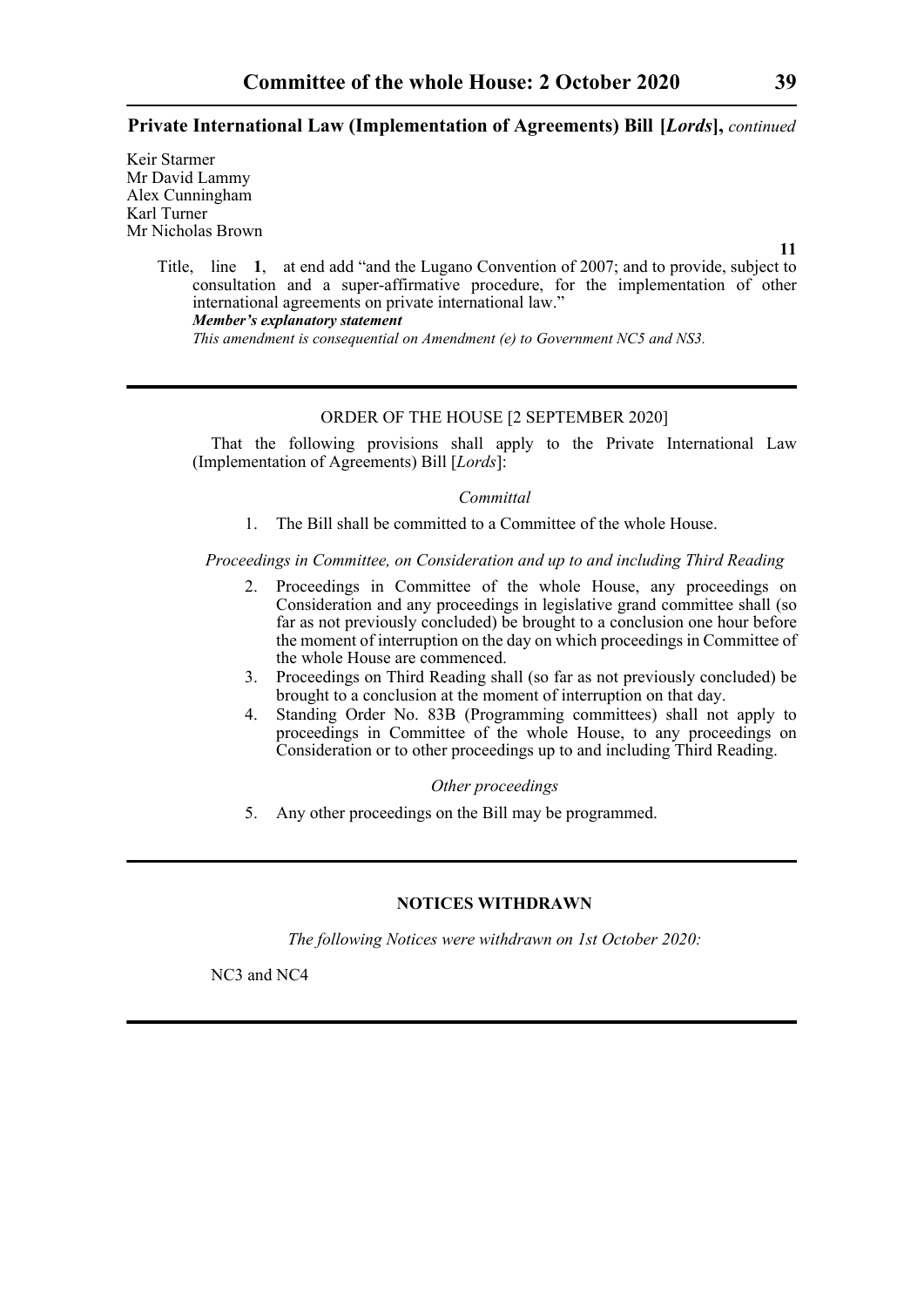**Private International Law (Implementation of Agreements) Bill [*Lords*],** *continued*

Keir Starmer
Mr David Lammy
Alex Cunningham
Karl Turner
Mr Nicholas Brown

**11**

Title, line **1**, at end add "and the Lugano Convention of 2007; and to provide, subject to consultation and a super-affirmative procedure, for the implementation of other international agreements on private international law."

***Member's explanatory statement***

*This amendment is consequential on Amendment (e) to Government NC5 and NS3.*

---

ORDER OF THE HOUSE [2 SEPTEMBER 2020]

That the following provisions shall apply to the Private International Law (Implementation of Agreements) Bill [*Lords*]:

*Committal*

1. The Bill shall be committed to a Committee of the whole House.

*Proceedings in Committee, on Consideration and up to and including Third Reading*

2. Proceedings in Committee of the whole House, any proceedings on Consideration and any proceedings in legislative grand committee shall (so far as not previously concluded) be brought to a conclusion one hour before the moment of interruption on the day on which proceedings in Committee of the whole House are commenced.
3. Proceedings on Third Reading shall (so far as not previously concluded) be brought to a conclusion at the moment of interruption on that day.
4. Standing Order No. 83B (Programming committees) shall not apply to proceedings in Committee of the whole House, to any proceedings on Consideration or to other proceedings up to and including Third Reading.

*Other proceedings*

5. Any other proceedings on the Bill may be programmed.

---

**NOTICES WITHDRAWN**

*The following Notices were withdrawn on 1st October 2020:*

NC3 and NC4